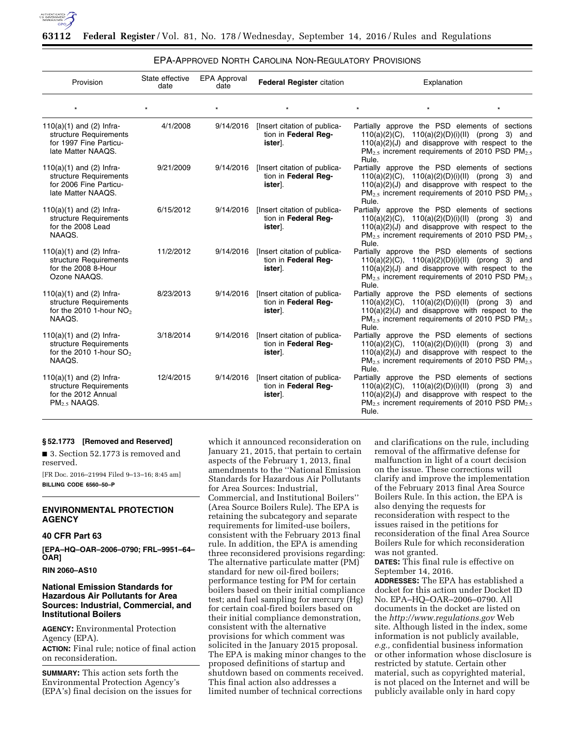EPA-APPROVED NORTH CAROLINA NON-REGULATORY PROVISIONS

| Provision | State effective date | EPA Approval date | **Federal Register** citation | Explanation |
|---|---|---|---|---|
| * | * | * | * | * * * |
| 110(a)(1) and (2) Infrastructure Requirements for 1997 Fine Particulate Matter NAAQS. | 4/1/2008 | 9/14/2016 | [Insert citation of publication in **Federal Register**]. | Partially approve the PSD elements of sections 110(a)(2)(C), 110(a)(2)(D)(i)(II) (prong 3) and 110(a)(2)(J) and disapprove with respect to the $PM_{2.5}$ increment requirements of 2010 PSD $PM_{2.5}$ Rule. |
| 110(a)(1) and (2) Infrastructure Requirements for 2006 Fine Particulate Matter NAAQS. | 9/21/2009 | 9/14/2016 | [Insert citation of publication in **Federal Register**]. | Partially approve the PSD elements of sections 110(a)(2)(C), 110(a)(2)(D)(i)(II) (prong 3) and 110(a)(2)(J) and disapprove with respect to the $PM_{2.5}$ increment requirements of 2010 PSD $PM_{2.5}$ Rule. |
| 110(a)(1) and (2) Infrastructure Requirements for the 2008 Lead NAAQS. | 6/15/2012 | 9/14/2016 | [Insert citation of publication in **Federal Register**]. | Partially approve the PSD elements of sections 110(a)(2)(C), 110(a)(2)(D)(i)(II) (prong 3) and 110(a)(2)(J) and disapprove with respect to the $PM_{2.5}$ increment requirements of 2010 PSD $PM_{2.5}$ Rule. |
| 110(a)(1) and (2) Infrastructure Requirements for the 2008 8-Hour Ozone NAAQS. | 11/2/2012 | 9/14/2016 | [Insert citation of publication in **Federal Register**]. | Partially approve the PSD elements of sections 110(a)(2)(C), 110(a)(2)(D)(i)(II) (prong 3) and 110(a)(2)(J) and disapprove with respect to the $PM_{2.5}$ increment requirements of 2010 PSD $PM_{2.5}$ Rule. |
| 110(a)(1) and (2) Infrastructure Requirements for the 2010 1-hour $NO_2$ NAAQS. | 8/23/2013 | 9/14/2016 | [Insert citation of publication in **Federal Register**]. | Partially approve the PSD elements of sections 110(a)(2)(C), 110(a)(2)(D)(i)(II) (prong 3) and 110(a)(2)(J) and disapprove with respect to the $PM_{2.5}$ increment requirements of 2010 PSD $PM_{2.5}$ Rule. |
| 110(a)(1) and (2) Infrastructure Requirements for the 2010 1-hour $SO_2$ NAAQS. | 3/18/2014 | 9/14/2016 | [Insert citation of publication in **Federal Register**]. | Partially approve the PSD elements of sections 110(a)(2)(C), 110(a)(2)(D)(i)(II) (prong 3) and 110(a)(2)(J) and disapprove with respect to the $PM_{2.5}$ increment requirements of 2010 PSD $PM_{2.5}$ Rule. |
| 110(a)(1) and (2) Infrastructure Requirements for the 2012 Annual $PM_{2.5}$ NAAQS. | 12/4/2015 | 9/14/2016 | [Insert citation of publication in **Federal Register**]. | Partially approve the PSD elements of sections 110(a)(2)(C), 110(a)(2)(D)(i)(II) (prong 3) and 110(a)(2)(J) and disapprove with respect to the $PM_{2.5}$ increment requirements of 2010 PSD $PM_{2.5}$ Rule. |

### § 52.1773 [Removed and Reserved]

■ 3. Section 52.1773 is removed and reserved.

[FR Doc. 2016–21994 Filed 9–13–16; 8:45 am]

**BILLING CODE 6560–50–P**

## ENVIRONMENTAL PROTECTION AGENCY

### 40 CFR Part 63

**[EPA–HQ–OAR–2006–0790; FRL–9951–64–OAR]**

**RIN 2060–AS10**

### National Emission Standards for Hazardous Air Pollutants for Area Sources: Industrial, Commercial, and Institutional Boilers

**AGENCY:** Environmental Protection Agency (EPA).

**ACTION:** Final rule; notice of final action on reconsideration.

**SUMMARY:** This action sets forth the Environmental Protection Agency's (EPA's) final decision on the issues for which it announced reconsideration on January 21, 2015, that pertain to certain aspects of the February 1, 2013, final amendments to the ''National Emission Standards for Hazardous Air Pollutants for Area Sources: Industrial, Commercial, and Institutional Boilers'' (Area Source Boilers Rule). The EPA is retaining the subcategory and separate requirements for limited-use boilers, consistent with the February 2013 final rule. In addition, the EPA is amending three reconsidered provisions regarding: The alternative particulate matter (PM) standard for new oil-fired boilers; performance testing for PM for certain boilers based on their initial compliance test; and fuel sampling for mercury (Hg) for certain coal-fired boilers based on their initial compliance demonstration, consistent with the alternative provisions for which comment was solicited in the January 2015 proposal. The EPA is making minor changes to the proposed definitions of startup and shutdown based on comments received. This final action also addresses a limited number of technical corrections and clarifications on the rule, including removal of the affirmative defense for malfunction in light of a court decision on the issue. These corrections will clarify and improve the implementation of the February 2013 final Area Source Boilers Rule. In this action, the EPA is also denying the requests for reconsideration with respect to the issues raised in the petitions for reconsideration of the final Area Source Boilers Rule for which reconsideration was not granted.

**DATES:** This final rule is effective on September 14, 2016.

**ADDRESSES:** The EPA has established a docket for this action under Docket ID No. EPA–HQ–OAR–2006–0790. All documents in the docket are listed on the *http://www.regulations.gov* Web site. Although listed in the index, some information is not publicly available, *e.g.,* confidential business information or other information whose disclosure is restricted by statute. Certain other material, such as copyrighted material, is not placed on the Internet and will be publicly available only in hard copy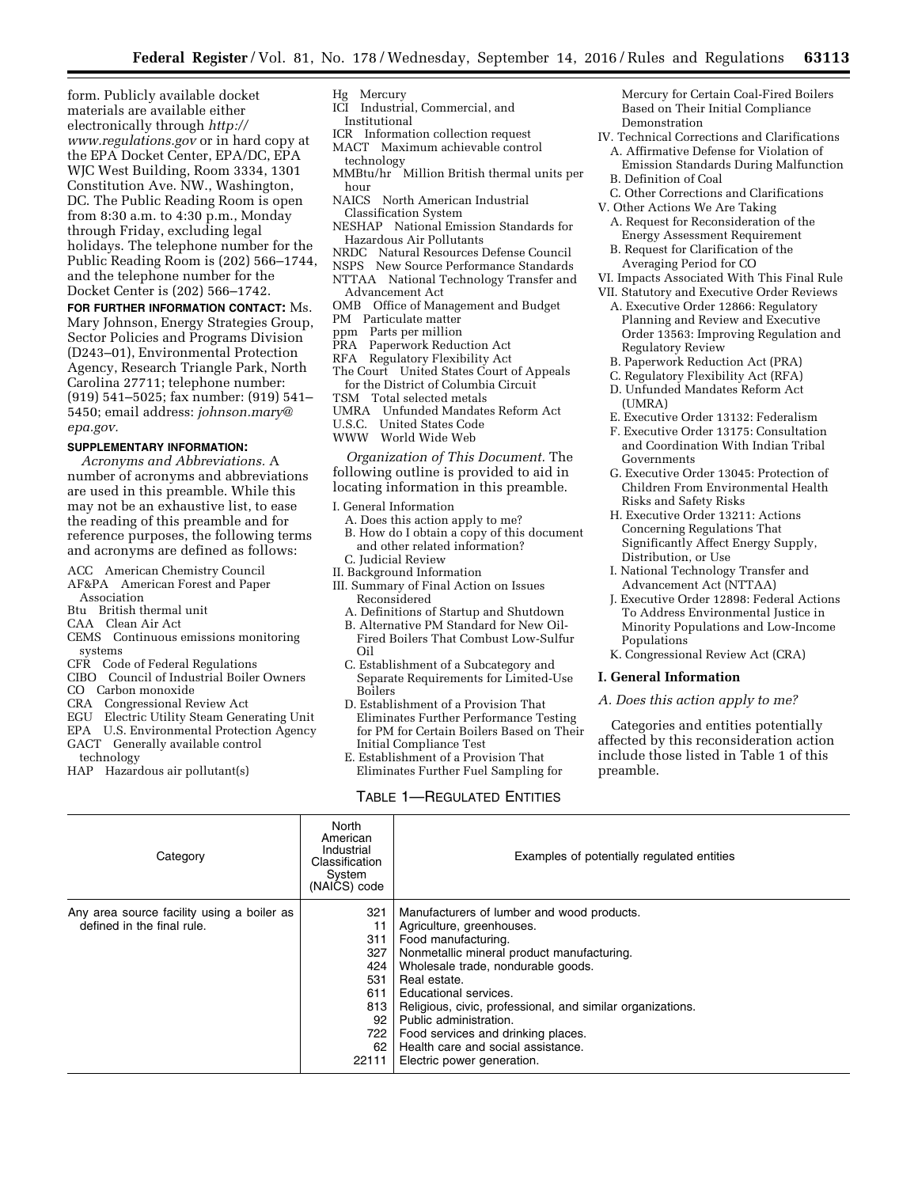form. Publicly available docket materials are available either electronically through *http://www.regulations.gov* or in hard copy at the EPA Docket Center, EPA/DC, EPA WJC West Building, Room 3334, 1301 Constitution Ave. NW., Washington, DC. The Public Reading Room is open from 8:30 a.m. to 4:30 p.m., Monday through Friday, excluding legal holidays. The telephone number for the Public Reading Room is (202) 566–1744, and the telephone number for the Docket Center is (202) 566–1742.

**FOR FURTHER INFORMATION CONTACT:** Ms. Mary Johnson, Energy Strategies Group, Sector Policies and Programs Division (D243–01), Environmental Protection Agency, Research Triangle Park, North Carolina 27711; telephone number: (919) 541–5025; fax number: (919) 541–5450; email address: *johnson.mary@epa.gov.*

**SUPPLEMENTARY INFORMATION:**

*Acronyms and Abbreviations.* A number of acronyms and abbreviations are used in this preamble. While this may not be an exhaustive list, to ease the reading of this preamble and for reference purposes, the following terms and acronyms are defined as follows:

ACC American Chemistry Council
AF&PA American Forest and Paper Association
Btu British thermal unit
CAA Clean Air Act
CEMS Continuous emissions monitoring systems
CFR Code of Federal Regulations
CIBO Council of Industrial Boiler Owners
CO Carbon monoxide
CRA Congressional Review Act
EGU Electric Utility Steam Generating Unit
EPA U.S. Environmental Protection Agency
GACT Generally available control technology
HAP Hazardous air pollutant(s)
Hg Mercury
ICI Industrial, Commercial, and Institutional
ICR Information collection request
MACT Maximum achievable control technology
MMBtu/hr Million British thermal units per hour
NAICS North American Industrial Classification System
NESHAP National Emission Standards for Hazardous Air Pollutants
NRDC Natural Resources Defense Council
NSPS New Source Performance Standards
NTTAA National Technology Transfer and Advancement Act
OMB Office of Management and Budget
PM Particulate matter
ppm Parts per million
PRA Paperwork Reduction Act
RFA Regulatory Flexibility Act
The Court United States Court of Appeals for the District of Columbia Circuit
TSM Total selected metals
UMRA Unfunded Mandates Reform Act
U.S.C. United States Code
WWW World Wide Web

*Organization of This Document.* The following outline is provided to aid in locating information in this preamble.

I. General Information
 A. Does this action apply to me?
 B. How do I obtain a copy of this document and other related information?
 C. Judicial Review
II. Background Information
III. Summary of Final Action on Issues Reconsidered
 A. Definitions of Startup and Shutdown
 B. Alternative PM Standard for New Oil-Fired Boilers That Combust Low-Sulfur Oil
 C. Establishment of a Subcategory and Separate Requirements for Limited-Use Boilers
 D. Establishment of a Provision That Eliminates Further Performance Testing for PM for Certain Boilers Based on Their Initial Compliance Test
 E. Establishment of a Provision That Eliminates Further Fuel Sampling for Mercury for Certain Coal-Fired Boilers Based on Their Initial Compliance Demonstration
IV. Technical Corrections and Clarifications
 A. Affirmative Defense for Violation of Emission Standards During Malfunction
 B. Definition of Coal
 C. Other Corrections and Clarifications
V. Other Actions We Are Taking
 A. Request for Reconsideration of the Energy Assessment Requirement
 B. Request for Clarification of the Averaging Period for CO
VI. Impacts Associated With This Final Rule
VII. Statutory and Executive Order Reviews
 A. Executive Order 12866: Regulatory Planning and Review and Executive Order 13563: Improving Regulation and Regulatory Review
 B. Paperwork Reduction Act (PRA)
 C. Regulatory Flexibility Act (RFA)
 D. Unfunded Mandates Reform Act (UMRA)
 E. Executive Order 13132: Federalism
 F. Executive Order 13175: Consultation and Coordination With Indian Tribal Governments
 G. Executive Order 13045: Protection of Children From Environmental Health Risks and Safety Risks
 H. Executive Order 13211: Actions Concerning Regulations That Significantly Affect Energy Supply, Distribution, or Use
 I. National Technology Transfer and Advancement Act (NTTAA)
 J. Executive Order 12898: Federal Actions To Address Environmental Justice in Minority Populations and Low-Income Populations
 K. Congressional Review Act (CRA)

## I. General Information

### A. Does this action apply to me?

Categories and entities potentially affected by this reconsideration action include those listed in Table 1 of this preamble.

TABLE 1—REGULATED ENTITIES

| Category | North American Industrial Classification System (NAICS) code | Examples of potentially regulated entities |
|---|---|---|
| Any area source facility using a boiler as defined in the final rule. | 321 | Manufacturers of lumber and wood products. |
| | 11 | Agriculture, greenhouses. |
| | 311 | Food manufacturing. |
| | 327 | Nonmetallic mineral product manufacturing. |
| | 424 | Wholesale trade, nondurable goods. |
| | 531 | Real estate. |
| | 611 | Educational services. |
| | 813 | Religious, civic, professional, and similar organizations. |
| | 92 | Public administration. |
| | 722 | Food services and drinking places. |
| | 62 | Health care and social assistance. |
| | 22111 | Electric power generation. |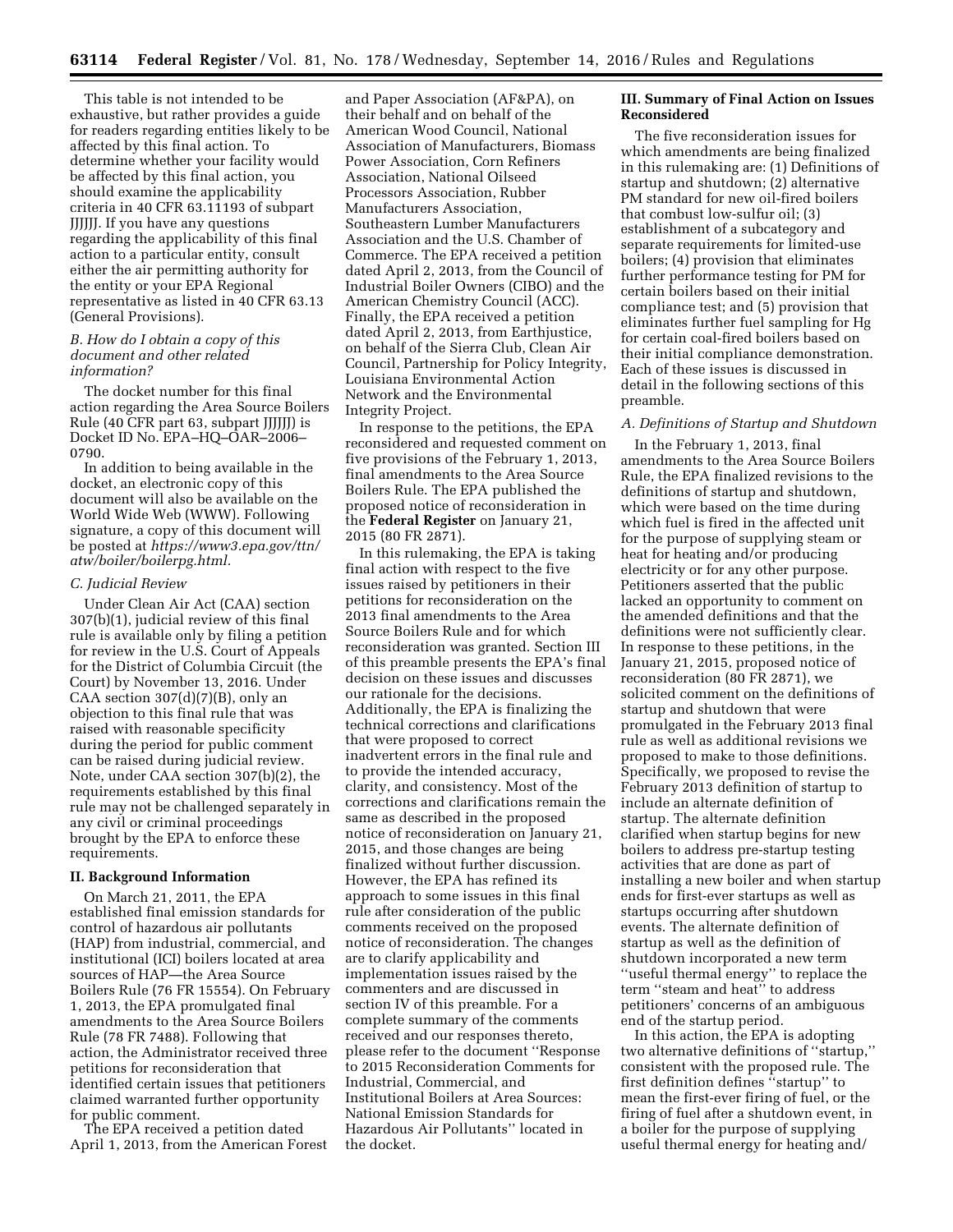This table is not intended to be exhaustive, but rather provides a guide for readers regarding entities likely to be affected by this final action. To determine whether your facility would be affected by this final action, you should examine the applicability criteria in 40 CFR 63.11193 of subpart JJJJJJ. If you have any questions regarding the applicability of this final action to a particular entity, consult either the air permitting authority for the entity or your EPA Regional representative as listed in 40 CFR 63.13 (General Provisions).

### *B. How do I obtain a copy of this document and other related information?*

The docket number for this final action regarding the Area Source Boilers Rule (40 CFR part 63, subpart JJJJJJ) is Docket ID No. EPA–HQ–OAR–2006–0790.

In addition to being available in the docket, an electronic copy of this document will also be available on the World Wide Web (WWW). Following signature, a copy of this document will be posted at *https://www3.epa.gov/ttn/atw/boiler/boilerpg.html.*

### *C. Judicial Review*

Under Clean Air Act (CAA) section 307(b)(1), judicial review of this final rule is available only by filing a petition for review in the U.S. Court of Appeals for the District of Columbia Circuit (the Court) by November 13, 2016. Under CAA section 307(d)(7)(B), only an objection to this final rule that was raised with reasonable specificity during the period for public comment can be raised during judicial review. Note, under CAA section 307(b)(2), the requirements established by this final rule may not be challenged separately in any civil or criminal proceedings brought by the EPA to enforce these requirements.

## II. Background Information

On March 21, 2011, the EPA established final emission standards for control of hazardous air pollutants (HAP) from industrial, commercial, and institutional (ICI) boilers located at area sources of HAP—the Area Source Boilers Rule (76 FR 15554). On February 1, 2013, the EPA promulgated final amendments to the Area Source Boilers Rule (78 FR 7488). Following that action, the Administrator received three petitions for reconsideration that identified certain issues that petitioners claimed warranted further opportunity for public comment.

The EPA received a petition dated April 1, 2013, from the American Forest and Paper Association (AF&PA), on their behalf and on behalf of the American Wood Council, National Association of Manufacturers, Biomass Power Association, Corn Refiners Association, National Oilseed Processors Association, Rubber Manufacturers Association, Southeastern Lumber Manufacturers Association and the U.S. Chamber of Commerce. The EPA received a petition dated April 2, 2013, from the Council of Industrial Boiler Owners (CIBO) and the American Chemistry Council (ACC). Finally, the EPA received a petition dated April 2, 2013, from Earthjustice, on behalf of the Sierra Club, Clean Air Council, Partnership for Policy Integrity, Louisiana Environmental Action Network and the Environmental Integrity Project.

In response to the petitions, the EPA reconsidered and requested comment on five provisions of the February 1, 2013, final amendments to the Area Source Boilers Rule. The EPA published the proposed notice of reconsideration in the **Federal Register** on January 21, 2015 (80 FR 2871).

In this rulemaking, the EPA is taking final action with respect to the five issues raised by petitioners in their petitions for reconsideration on the 2013 final amendments to the Area Source Boilers Rule and for which reconsideration was granted. Section III of this preamble presents the EPA's final decision on these issues and discusses our rationale for the decisions. Additionally, the EPA is finalizing the technical corrections and clarifications that were proposed to correct inadvertent errors in the final rule and to provide the intended accuracy, clarity, and consistency. Most of the corrections and clarifications remain the same as described in the proposed notice of reconsideration on January 21, 2015, and those changes are being finalized without further discussion. However, the EPA has refined its approach to some issues in this final rule after consideration of the public comments received on the proposed notice of reconsideration. The changes are to clarify applicability and implementation issues raised by the commenters and are discussed in section IV of this preamble. For a complete summary of the comments received and our responses thereto, please refer to the document "Response to 2015 Reconsideration Comments for Industrial, Commercial, and Institutional Boilers at Area Sources: National Emission Standards for Hazardous Air Pollutants" located in the docket.

## III. Summary of Final Action on Issues Reconsidered

The five reconsideration issues for which amendments are being finalized in this rulemaking are: (1) Definitions of startup and shutdown; (2) alternative PM standard for new oil-fired boilers that combust low-sulfur oil; (3) establishment of a subcategory and separate requirements for limited-use boilers; (4) provision that eliminates further performance testing for PM for certain boilers based on their initial compliance test; and (5) provision that eliminates further fuel sampling for Hg for certain coal-fired boilers based on their initial compliance demonstration. Each of these issues is discussed in detail in the following sections of this preamble.

### *A. Definitions of Startup and Shutdown*

In the February 1, 2013, final amendments to the Area Source Boilers Rule, the EPA finalized revisions to the definitions of startup and shutdown, which were based on the time during which fuel is fired in the affected unit for the purpose of supplying steam or heat for heating and/or producing electricity or for any other purpose. Petitioners asserted that the public lacked an opportunity to comment on the amended definitions and that the definitions were not sufficiently clear. In response to these petitions, in the January 21, 2015, proposed notice of reconsideration (80 FR 2871), we solicited comment on the definitions of startup and shutdown that were promulgated in the February 2013 final rule as well as additional revisions we proposed to make to those definitions. Specifically, we proposed to revise the February 2013 definition of startup to include an alternate definition of startup. The alternate definition clarified when startup begins for new boilers to address pre-startup testing activities that are done as part of installing a new boiler and when startup ends for first-ever startups as well as startups occurring after shutdown events. The alternate definition of startup as well as the definition of shutdown incorporated a new term "useful thermal energy" to replace the term "steam and heat" to address petitioners' concerns of an ambiguous end of the startup period.

In this action, the EPA is adopting two alternative definitions of "startup," consistent with the proposed rule. The first definition defines "startup" to mean the first-ever firing of fuel, or the firing of fuel after a shutdown event, in a boiler for the purpose of supplying useful thermal energy for heating and/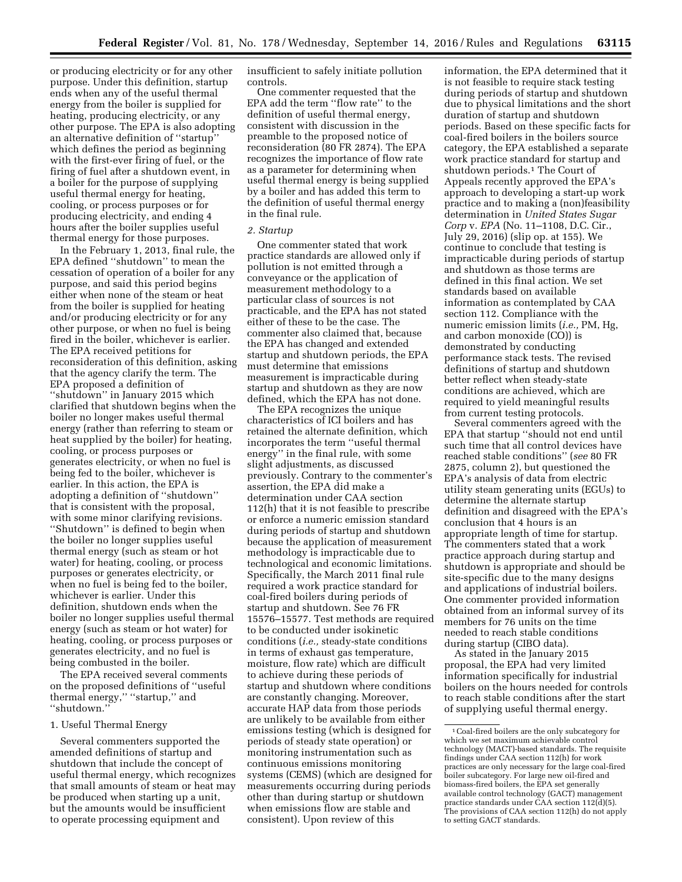or producing electricity or for any other purpose. Under this definition, startup ends when any of the useful thermal energy from the boiler is supplied for heating, producing electricity, or any other purpose. The EPA is also adopting an alternative definition of "startup" which defines the period as beginning with the first-ever firing of fuel, or the firing of fuel after a shutdown event, in a boiler for the purpose of supplying useful thermal energy for heating, cooling, or process purposes or for producing electricity, and ending 4 hours after the boiler supplies useful thermal energy for those purposes.

In the February 1, 2013, final rule, the EPA defined "shutdown" to mean the cessation of operation of a boiler for any purpose, and said this period begins either when none of the steam or heat from the boiler is supplied for heating and/or producing electricity or for any other purpose, or when no fuel is being fired in the boiler, whichever is earlier. The EPA received petitions for reconsideration of this definition, asking that the agency clarify the term. The EPA proposed a definition of "shutdown" in January 2015 which clarified that shutdown begins when the boiler no longer makes useful thermal energy (rather than referring to steam or heat supplied by the boiler) for heating, cooling, or process purposes or generates electricity, or when no fuel is being fed to the boiler, whichever is earlier. In this action, the EPA is adopting a definition of "shutdown" that is consistent with the proposal, with some minor clarifying revisions. "Shutdown" is defined to begin when the boiler no longer supplies useful thermal energy (such as steam or hot water) for heating, cooling, or process purposes or generates electricity, or when no fuel is being fed to the boiler, whichever is earlier. Under this definition, shutdown ends when the boiler no longer supplies useful thermal energy (such as steam or hot water) for heating, cooling, or process purposes or generates electricity, and no fuel is being combusted in the boiler.

The EPA received several comments on the proposed definitions of "useful thermal energy," "startup," and "shutdown."

### 1. Useful Thermal Energy

Several commenters supported the amended definitions of startup and shutdown that include the concept of useful thermal energy, which recognizes that small amounts of steam or heat may be produced when starting up a unit, but the amounts would be insufficient to operate processing equipment and insufficient to safely initiate pollution controls.

One commenter requested that the EPA add the term "flow rate" to the definition of useful thermal energy, consistent with discussion in the preamble to the proposed notice of reconsideration (80 FR 2874). The EPA recognizes the importance of flow rate as a parameter for determining when useful thermal energy is being supplied by a boiler and has added this term to the definition of useful thermal energy in the final rule.

### *2. Startup*

One commenter stated that work practice standards are allowed only if pollution is not emitted through a conveyance or the application of measurement methodology to a particular class of sources is not practicable, and the EPA has not stated either of these to be the case. The commenter also claimed that, because the EPA has changed and extended startup and shutdown periods, the EPA must determine that emissions measurement is impracticable during startup and shutdown as they are now defined, which the EPA has not done.

The EPA recognizes the unique characteristics of ICI boilers and has retained the alternate definition, which incorporates the term "useful thermal energy" in the final rule, with some slight adjustments, as discussed previously. Contrary to the commenter's assertion, the EPA did make a determination under CAA section 112(h) that it is not feasible to prescribe or enforce a numeric emission standard during periods of startup and shutdown because the application of measurement methodology is impracticable due to technological and economic limitations. Specifically, the March 2011 final rule required a work practice standard for coal-fired boilers during periods of startup and shutdown. See 76 FR 15576–15577. Test methods are required to be conducted under isokinetic conditions (*i.e.,* steady-state conditions in terms of exhaust gas temperature, moisture, flow rate) which are difficult to achieve during these periods of startup and shutdown where conditions are constantly changing. Moreover, accurate HAP data from those periods are unlikely to be available from either emissions testing (which is designed for periods of steady state operation) or monitoring instrumentation such as continuous emissions monitoring systems (CEMS) (which are designed for measurements occurring during periods other than during startup or shutdown when emissions flow are stable and consistent). Upon review of this information, the EPA determined that it is not feasible to require stack testing during periods of startup and shutdown due to physical limitations and the short duration of startup and shutdown periods. Based on these specific facts for coal-fired boilers in the boilers source category, the EPA established a separate work practice standard for startup and shutdown periods.[1] The Court of Appeals recently approved the EPA's approach to developing a start-up work practice and to making a (non)feasibility determination in *United States Sugar Corp* v. *EPA* (No. 11–1108, D.C. Cir., July 29, 2016) (slip op. at 155). We continue to conclude that testing is impracticable during periods of startup and shutdown as those terms are defined in this final action. We set standards based on available information as contemplated by CAA section 112. Compliance with the numeric emission limits (*i.e.,* PM, Hg, and carbon monoxide (CO)) is demonstrated by conducting performance stack tests. The revised definitions of startup and shutdown better reflect when steady-state conditions are achieved, which are required to yield meaningful results from current testing protocols.

Several commenters agreed with the EPA that startup "should not end until such time that all control devices have reached stable conditions" (*see* 80 FR 2875, column 2), but questioned the EPA's analysis of data from electric utility steam generating units (EGUs) to determine the alternate startup definition and disagreed with the EPA's conclusion that 4 hours is an appropriate length of time for startup. The commenters stated that a work practice approach during startup and shutdown is appropriate and should be site-specific due to the many designs and applications of industrial boilers. One commenter provided information obtained from an informal survey of its members for 76 units on the time needed to reach stable conditions during startup (CIBO data).

As stated in the January 2015 proposal, the EPA had very limited information specifically for industrial boilers on the hours needed for controls to reach stable conditions after the start of supplying useful thermal energy.

---

[1] Coal-fired boilers are the only subcategory for which we set maximum achievable control technology (MACT)-based standards. The requisite findings under CAA section 112(h) for work practices are only necessary for the large coal-fired boiler subcategory. For large new oil-fired and biomass-fired boilers, the EPA set generally available control technology (GACT) management practice standards under CAA section 112(d)(5). The provisions of CAA section 112(h) do not apply to setting GACT standards.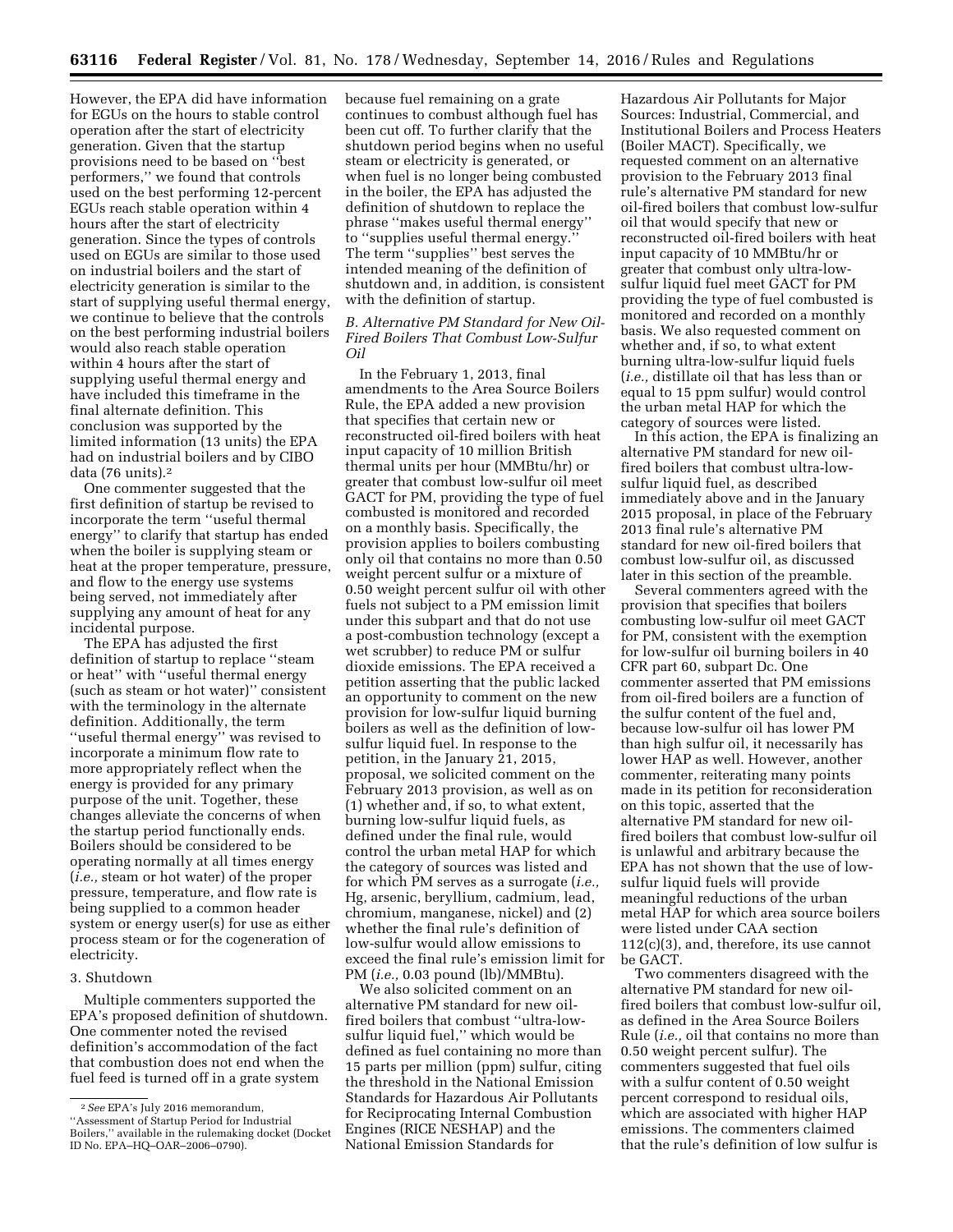However, the EPA did have information for EGUs on the hours to stable control operation after the start of electricity generation. Given that the startup provisions need to be based on ''best performers,'' we found that controls used on the best performing 12-percent EGUs reach stable operation within 4 hours after the start of electricity generation. Since the types of controls used on EGUs are similar to those used on industrial boilers and the start of electricity generation is similar to the start of supplying useful thermal energy, we continue to believe that the controls on the best performing industrial boilers would also reach stable operation within 4 hours after the start of supplying useful thermal energy and have included this timeframe in the final alternate definition. This conclusion was supported by the limited information (13 units) the EPA had on industrial boilers and by CIBO data (76 units).[2]

One commenter suggested that the first definition of startup be revised to incorporate the term ''useful thermal energy'' to clarify that startup has ended when the boiler is supplying steam or heat at the proper temperature, pressure, and flow to the energy use systems being served, not immediately after supplying any amount of heat for any incidental purpose.

The EPA has adjusted the first definition of startup to replace ''steam or heat'' with ''useful thermal energy (such as steam or hot water)'' consistent with the terminology in the alternate definition. Additionally, the term ''useful thermal energy'' was revised to incorporate a minimum flow rate to more appropriately reflect when the energy is provided for any primary purpose of the unit. Together, these changes alleviate the concerns of when the startup period functionally ends. Boilers should be considered to be operating normally at all times energy (*i.e.,* steam or hot water) of the proper pressure, temperature, and flow rate is being supplied to a common header system or energy user(s) for use as either process steam or for the cogeneration of electricity.

3. Shutdown

Multiple commenters supported the EPA's proposed definition of shutdown. One commenter noted the revised definition's accommodation of the fact that combustion does not end when the fuel feed is turned off in a grate system because fuel remaining on a grate continues to combust although fuel has been cut off. To further clarify that the shutdown period begins when no useful steam or electricity is generated, or when fuel is no longer being combusted in the boiler, the EPA has adjusted the definition of shutdown to replace the phrase ''makes useful thermal energy'' to ''supplies useful thermal energy.'' The term ''supplies'' best serves the intended meaning of the definition of shutdown and, in addition, is consistent with the definition of startup.

*B. Alternative PM Standard for New Oil-Fired Boilers That Combust Low-Sulfur Oil*

In the February 1, 2013, final amendments to the Area Source Boilers Rule, the EPA added a new provision that specifies that certain new or reconstructed oil-fired boilers with heat input capacity of 10 million British thermal units per hour (MMBtu/hr) or greater that combust low-sulfur oil meet GACT for PM, providing the type of fuel combusted is monitored and recorded on a monthly basis. Specifically, the provision applies to boilers combusting only oil that contains no more than 0.50 weight percent sulfur or a mixture of 0.50 weight percent sulfur oil with other fuels not subject to a PM emission limit under this subpart and that do not use a post-combustion technology (except a wet scrubber) to reduce PM or sulfur dioxide emissions. The EPA received a petition asserting that the public lacked an opportunity to comment on the new provision for low-sulfur liquid burning boilers as well as the definition of low-sulfur liquid fuel. In response to the petition, in the January 21, 2015, proposal, we solicited comment on the February 2013 provision, as well as on (1) whether and, if so, to what extent, burning low-sulfur liquid fuels, as defined under the final rule, would control the urban metal HAP for which the category of sources was listed and for which PM serves as a surrogate (*i.e.,* Hg, arsenic, beryllium, cadmium, lead, chromium, manganese, nickel) and (2) whether the final rule's definition of low-sulfur would allow emissions to exceed the final rule's emission limit for PM (*i.e.,* 0.03 pound (lb)/MMBtu).

We also solicited comment on an alternative PM standard for new oil-fired boilers that combust ''ultra-low-sulfur liquid fuel,'' which would be defined as fuel containing no more than 15 parts per million (ppm) sulfur, citing the threshold in the National Emission Standards for Hazardous Air Pollutants for Reciprocating Internal Combustion Engines (RICE NESHAP) and the National Emission Standards for Hazardous Air Pollutants for Major Sources: Industrial, Commercial, and Institutional Boilers and Process Heaters (Boiler MACT). Specifically, we requested comment on an alternative provision to the February 2013 final rule's alternative PM standard for new oil-fired boilers that combust low-sulfur oil that would specify that new or reconstructed oil-fired boilers with heat input capacity of 10 MMBtu/hr or greater that combust only ultra-low-sulfur liquid fuel meet GACT for PM providing the type of fuel combusted is monitored and recorded on a monthly basis. We also requested comment on whether and, if so, to what extent burning ultra-low-sulfur liquid fuels (*i.e.,* distillate oil that has less than or equal to 15 ppm sulfur) would control the urban metal HAP for which the category of sources were listed.

In this action, the EPA is finalizing an alternative PM standard for new oil-fired boilers that combust ultra-low-sulfur liquid fuel, as described immediately above and in the January 2015 proposal, in place of the February 2013 final rule's alternative PM standard for new oil-fired boilers that combust low-sulfur oil, as discussed later in this section of the preamble.

Several commenters agreed with the provision that specifies that boilers combusting low-sulfur oil meet GACT for PM, consistent with the exemption for low-sulfur oil burning boilers in 40 CFR part 60, subpart Dc. One commenter asserted that PM emissions from oil-fired boilers are a function of the sulfur content of the fuel and, because low-sulfur oil has lower PM than high sulfur oil, it necessarily has lower HAP as well. However, another commenter, reiterating many points made in its petition for reconsideration on this topic, asserted that the alternative PM standard for new oil-fired boilers that combust low-sulfur oil is unlawful and arbitrary because the EPA has not shown that the use of low-sulfur liquid fuels will provide meaningful reductions of the urban metal HAP for which area source boilers were listed under CAA section 112(c)(3), and, therefore, its use cannot be GACT.

Two commenters disagreed with the alternative PM standard for new oil-fired boilers that combust low-sulfur oil, as defined in the Area Source Boilers Rule (*i.e.,* oil that contains no more than 0.50 weight percent sulfur). The commenters suggested that fuel oils with a sulfur content of 0.50 weight percent correspond to residual oils, which are associated with higher HAP emissions. The commenters claimed that the rule's definition of low sulfur is

[2] *See* EPA's July 2016 memorandum, ''Assessment of Startup Period for Industrial Boilers,'' available in the rulemaking docket (Docket ID No. EPA–HQ–OAR–2006–0790).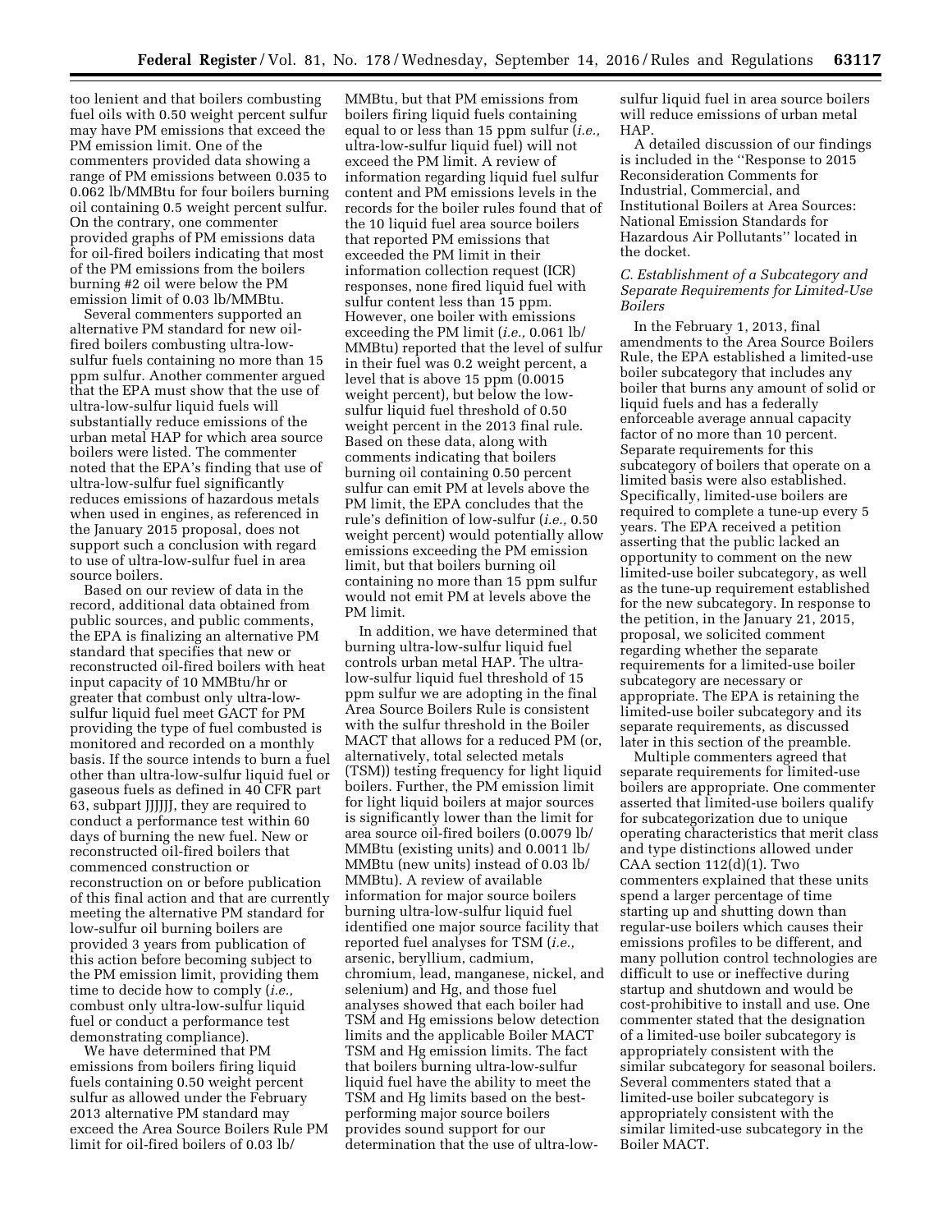too lenient and that boilers combusting fuel oils with 0.50 weight percent sulfur may have PM emissions that exceed the PM emission limit. One of the commenters provided data showing a range of PM emissions between 0.035 to 0.062 lb/MMBtu for four boilers burning oil containing 0.5 weight percent sulfur. On the contrary, one commenter provided graphs of PM emissions data for oil-fired boilers indicating that most of the PM emissions from the boilers burning #2 oil were below the PM emission limit of 0.03 lb/MMBtu.

Several commenters supported an alternative PM standard for new oil-fired boilers combusting ultra-low-sulfur fuels containing no more than 15 ppm sulfur. Another commenter argued that the EPA must show that the use of ultra-low-sulfur liquid fuels will substantially reduce emissions of the urban metal HAP for which area source boilers were listed. The commenter noted that the EPA's finding that use of ultra-low-sulfur fuel significantly reduces emissions of hazardous metals when used in engines, as referenced in the January 2015 proposal, does not support such a conclusion with regard to use of ultra-low-sulfur fuel in area source boilers.

Based on our review of data in the record, additional data obtained from public sources, and public comments, the EPA is finalizing an alternative PM standard that specifies that new or reconstructed oil-fired boilers with heat input capacity of 10 MMBtu/hr or greater that combust only ultra-low-sulfur liquid fuel meet GACT for PM providing the type of fuel combusted is monitored and recorded on a monthly basis. If the source intends to burn a fuel other than ultra-low-sulfur liquid fuel or gaseous fuels as defined in 40 CFR part 63, subpart JJJJJJ, they are required to conduct a performance test within 60 days of burning the new fuel. New or reconstructed oil-fired boilers that commenced construction or reconstruction on or before publication of this final action and that are currently meeting the alternative PM standard for low-sulfur oil burning boilers are provided 3 years from publication of this action before becoming subject to the PM emission limit, providing them time to decide how to comply (*i.e.,* combust only ultra-low-sulfur liquid fuel or conduct a performance test demonstrating compliance).

We have determined that PM emissions from boilers firing liquid fuels containing 0.50 weight percent sulfur as allowed under the February 2013 alternative PM standard may exceed the Area Source Boilers Rule PM limit for oil-fired boilers of 0.03 lb/MMBtu, but that PM emissions from boilers firing liquid fuels containing equal to or less than 15 ppm sulfur (*i.e.,* ultra-low-sulfur liquid fuel) will not exceed the PM limit. A review of information regarding liquid fuel sulfur content and PM emissions levels in the records for the boiler rules found that of the 10 liquid fuel area source boilers that reported PM emissions that exceeded the PM limit in their information collection request (ICR) responses, none fired liquid fuel with sulfur content less than 15 ppm. However, one boiler with emissions exceeding the PM limit (*i.e.,* 0.061 lb/MMBtu) reported that the level of sulfur in their fuel was 0.2 weight percent, a level that is above 15 ppm (0.0015 weight percent), but below the low-sulfur liquid fuel threshold of 0.50 weight percent in the 2013 final rule. Based on these data, along with comments indicating that boilers burning oil containing 0.50 percent sulfur can emit PM at levels above the PM limit, the EPA concludes that the rule's definition of low-sulfur (*i.e.,* 0.50 weight percent) would potentially allow emissions exceeding the PM emission limit, but that boilers burning oil containing no more than 15 ppm sulfur would not emit PM at levels above the PM limit.

In addition, we have determined that burning ultra-low-sulfur liquid fuel controls urban metal HAP. The ultra-low-sulfur liquid fuel threshold of 15 ppm sulfur we are adopting in the final Area Source Boilers Rule is consistent with the sulfur threshold in the Boiler MACT that allows for a reduced PM (or, alternatively, total selected metals (TSM)) testing frequency for light liquid boilers. Further, the PM emission limit for light liquid boilers at major sources is significantly lower than the limit for area source oil-fired boilers (0.0079 lb/MMBtu (existing units) and 0.0011 lb/MMBtu (new units) instead of 0.03 lb/MMBtu). A review of available information for major source boilers burning ultra-low-sulfur liquid fuel identified one major source facility that reported fuel analyses for TSM (*i.e.,* arsenic, beryllium, cadmium, chromium, lead, manganese, nickel, and selenium) and Hg, and those fuel analyses showed that each boiler had TSM and Hg emissions below detection limits and the applicable Boiler MACT TSM and Hg emission limits. The fact that boilers burning ultra-low-sulfur liquid fuel have the ability to meet the TSM and Hg limits based on the best-performing major source boilers provides sound support for our determination that the use of ultra-low-sulfur liquid fuel in area source boilers will reduce emissions of urban metal HAP.

A detailed discussion of our findings is included in the "Response to 2015 Reconsideration Comments for Industrial, Commercial, and Institutional Boilers at Area Sources: National Emission Standards for Hazardous Air Pollutants" located in the docket.

### C. Establishment of a Subcategory and Separate Requirements for Limited-Use Boilers

In the February 1, 2013, final amendments to the Area Source Boilers Rule, the EPA established a limited-use boiler subcategory that includes any boiler that burns any amount of solid or liquid fuels and has a federally enforceable average annual capacity factor of no more than 10 percent. Separate requirements for this subcategory of boilers that operate on a limited basis were also established. Specifically, limited-use boilers are required to complete a tune-up every 5 years. The EPA received a petition asserting that the public lacked an opportunity to comment on the new limited-use boiler subcategory, as well as the tune-up requirement established for the new subcategory. In response to the petition, in the January 21, 2015, proposal, we solicited comment regarding whether the separate requirements for a limited-use boiler subcategory are necessary or appropriate. The EPA is retaining the limited-use boiler subcategory and its separate requirements, as discussed later in this section of the preamble.

Multiple commenters agreed that separate requirements for limited-use boilers are appropriate. One commenter asserted that limited-use boilers qualify for subcategorization due to unique operating characteristics that merit class and type distinctions allowed under CAA section 112(d)(1). Two commenters explained that these units spend a larger percentage of time starting up and shutting down than regular-use boilers which causes their emissions profiles to be different, and many pollution control technologies are difficult to use or ineffective during startup and shutdown and would be cost-prohibitive to install and use. One commenter stated that the designation of a limited-use boiler subcategory is appropriately consistent with the similar subcategory for seasonal boilers. Several commenters stated that a limited-use boiler subcategory is appropriately consistent with the similar limited-use subcategory in the Boiler MACT.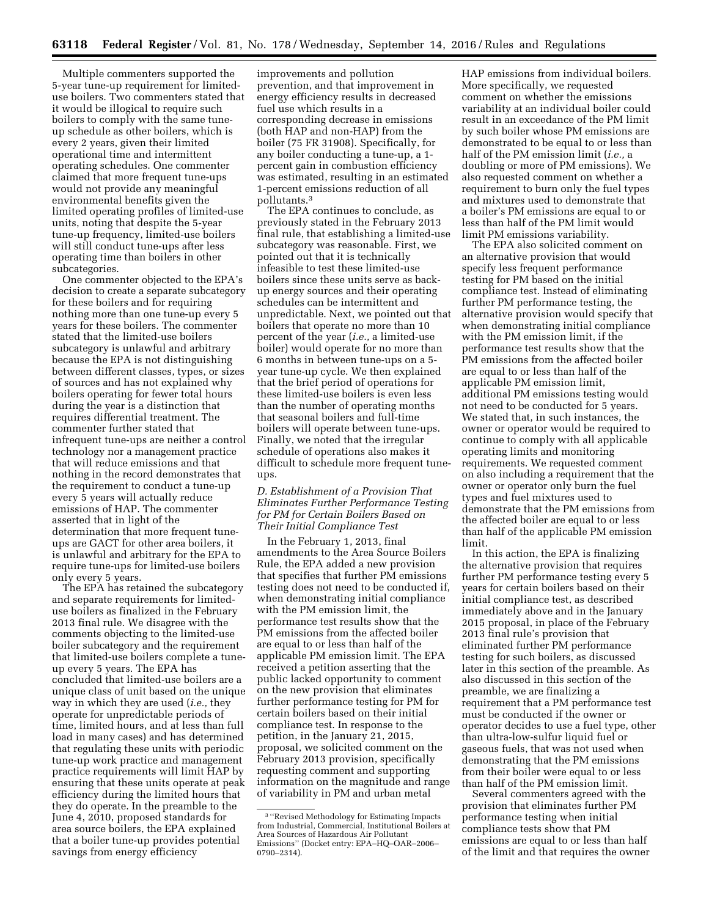Multiple commenters supported the 5-year tune-up requirement for limited-use boilers. Two commenters stated that it would be illogical to require such boilers to comply with the same tune-up schedule as other boilers, which is every 2 years, given their limited operational time and intermittent operating schedules. One commenter claimed that more frequent tune-ups would not provide any meaningful environmental benefits given the limited operating profiles of limited-use units, noting that despite the 5-year tune-up frequency, limited-use boilers will still conduct tune-ups after less operating time than boilers in other subcategories.

One commenter objected to the EPA's decision to create a separate subcategory for these boilers and for requiring nothing more than one tune-up every 5 years for these boilers. The commenter stated that the limited-use boilers subcategory is unlawful and arbitrary because the EPA is not distinguishing between different classes, types, or sizes of sources and has not explained why boilers operating for fewer total hours during the year is a distinction that requires differential treatment. The commenter further stated that infrequent tune-ups are neither a control technology nor a management practice that will reduce emissions and that nothing in the record demonstrates that the requirement to conduct a tune-up every 5 years will actually reduce emissions of HAP. The commenter asserted that in light of the determination that more frequent tune-ups are GACT for other area boilers, it is unlawful and arbitrary for the EPA to require tune-ups for limited-use boilers only every 5 years.

The EPA has retained the subcategory and separate requirements for limited-use boilers as finalized in the February 2013 final rule. We disagree with the comments objecting to the limited-use boiler subcategory and the requirement that limited-use boilers complete a tune-up every 5 years. The EPA has concluded that limited-use boilers are a unique class of unit based on the unique way in which they are used (*i.e.,* they operate for unpredictable periods of time, limited hours, and at less than full load in many cases) and has determined that regulating these units with periodic tune-up work practice and management practice requirements will limit HAP by ensuring that these units operate at peak efficiency during the limited hours that they do operate. In the preamble to the June 4, 2010, proposed standards for area source boilers, the EPA explained that a boiler tune-up provides potential savings from energy efficiency improvements and pollution prevention, and that improvement in energy efficiency results in decreased fuel use which results in a corresponding decrease in emissions (both HAP and non-HAP) from the boiler (75 FR 31908). Specifically, for any boiler conducting a tune-up, a 1-percent gain in combustion efficiency was estimated, resulting in an estimated 1-percent emissions reduction of all pollutants.[3]

The EPA continues to conclude, as previously stated in the February 2013 final rule, that establishing a limited-use subcategory was reasonable. First, we pointed out that it is technically infeasible to test these limited-use boilers since these units serve as back-up energy sources and their operating schedules can be intermittent and unpredictable. Next, we pointed out that boilers that operate no more than 10 percent of the year (*i.e.,* a limited-use boiler) would operate for no more than 6 months in between tune-ups on a 5-year tune-up cycle. We then explained that the brief period of operations for these limited-use boilers is even less than the number of operating months that seasonal boilers and full-time boilers will operate between tune-ups. Finally, we noted that the irregular schedule of operations also makes it difficult to schedule more frequent tune-ups.

### *D. Establishment of a Provision That Eliminates Further Performance Testing for PM for Certain Boilers Based on Their Initial Compliance Test*

In the February 1, 2013, final amendments to the Area Source Boilers Rule, the EPA added a new provision that specifies that further PM emissions testing does not need to be conducted if, when demonstrating initial compliance with the PM emission limit, the performance test results show that the PM emissions from the affected boiler are equal to or less than half of the applicable PM emission limit. The EPA received a petition asserting that the public lacked opportunity to comment on the new provision that eliminates further performance testing for PM for certain boilers based on their initial compliance test. In response to the petition, in the January 21, 2015, proposal, we solicited comment on the February 2013 provision, specifically requesting comment and supporting information on the magnitude and range of variability in PM and urban metal HAP emissions from individual boilers. More specifically, we requested comment on whether the emissions variability at an individual boiler could result in an exceedance of the PM limit by such boiler whose PM emissions are demonstrated to be equal to or less than half of the PM emission limit (*i.e.,* a doubling or more of PM emissions). We also requested comment on whether a requirement to burn only the fuel types and mixtures used to demonstrate that a boiler's PM emissions are equal to or less than half of the PM limit would limit PM emissions variability.

The EPA also solicited comment on an alternative provision that would specify less frequent performance testing for PM based on the initial compliance test. Instead of eliminating further PM performance testing, the alternative provision would specify that when demonstrating initial compliance with the PM emission limit, if the performance test results show that the PM emissions from the affected boiler are equal to or less than half of the applicable PM emission limit, additional PM emissions testing would not need to be conducted for 5 years. We stated that, in such instances, the owner or operator would be required to continue to comply with all applicable operating limits and monitoring requirements. We requested comment on also including a requirement that the owner or operator only burn the fuel types and fuel mixtures used to demonstrate that the PM emissions from the affected boiler are equal to or less than half of the applicable PM emission limit.

In this action, the EPA is finalizing the alternative provision that requires further PM performance testing every 5 years for certain boilers based on their initial compliance test, as described immediately above and in the January 2015 proposal, in place of the February 2013 final rule's provision that eliminated further PM performance testing for such boilers, as discussed later in this section of the preamble. As also discussed in this section of the preamble, we are finalizing a requirement that a PM performance test must be conducted if the owner or operator decides to use a fuel type, other than ultra-low-sulfur liquid fuel or gaseous fuels, that was not used when demonstrating that the PM emissions from their boiler were equal to or less than half of the PM emission limit.

Several commenters agreed with the provision that eliminates further PM performance testing when initial compliance tests show that PM emissions are equal to or less than half of the limit and that requires the owner

[3] "Revised Methodology for Estimating Impacts from Industrial, Commercial, Institutional Boilers at Area Sources of Hazardous Air Pollutant Emissions" (Docket entry: EPA–HQ–OAR–2006–0790–2314).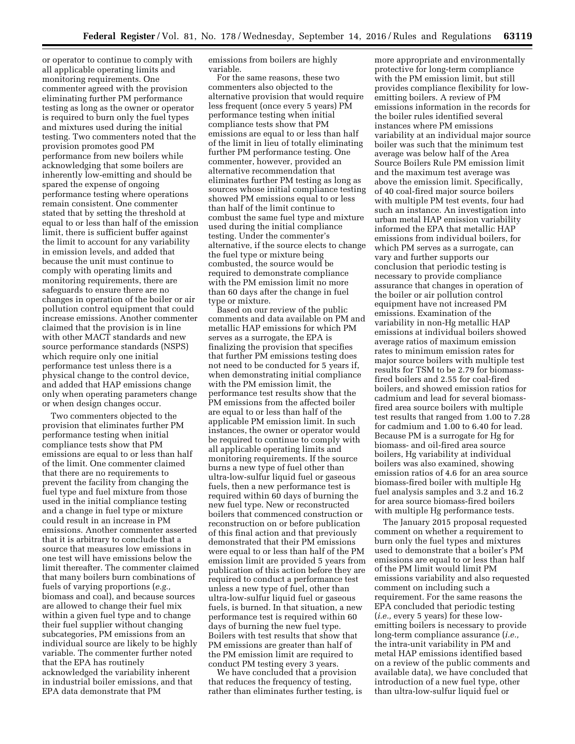or operator to continue to comply with all applicable operating limits and monitoring requirements. One commenter agreed with the provision eliminating further PM performance testing as long as the owner or operator is required to burn only the fuel types and mixtures used during the initial testing. Two commenters noted that the provision promotes good PM performance from new boilers while acknowledging that some boilers are inherently low-emitting and should be spared the expense of ongoing performance testing where operations remain consistent. One commenter stated that by setting the threshold at equal to or less than half of the emission limit, there is sufficient buffer against the limit to account for any variability in emission levels, and added that because the unit must continue to comply with operating limits and monitoring requirements, there are safeguards to ensure there are no changes in operation of the boiler or air pollution control equipment that could increase emissions. Another commenter claimed that the provision is in line with other MACT standards and new source performance standards (NSPS) which require only one initial performance test unless there is a physical change to the control device, and added that HAP emissions change only when operating parameters change or when design changes occur.

Two commenters objected to the provision that eliminates further PM performance testing when initial compliance tests show that PM emissions are equal to or less than half of the limit. One commenter claimed that there are no requirements to prevent the facility from changing the fuel type and fuel mixture from those used in the initial compliance testing and a change in fuel type or mixture could result in an increase in PM emissions. Another commenter asserted that it is arbitrary to conclude that a source that measures low emissions in one test will have emissions below the limit thereafter. The commenter claimed that many boilers burn combinations of fuels of varying proportions (*e.g.,* biomass and coal), and because sources are allowed to change their fuel mix within a given fuel type and to change their fuel supplier without changing subcategories, PM emissions from an individual source are likely to be highly variable. The commenter further noted that the EPA has routinely acknowledged the variability inherent in industrial boiler emissions, and that EPA data demonstrate that PM emissions from boilers are highly variable.

For the same reasons, these two commenters also objected to the alternative provision that would require less frequent (once every 5 years) PM performance testing when initial compliance tests show that PM emissions are equal to or less than half of the limit in lieu of totally eliminating further PM performance testing. One commenter, however, provided an alternative recommendation that eliminates further PM testing as long as sources whose initial compliance testing showed PM emissions equal to or less than half of the limit continue to combust the same fuel type and mixture used during the initial compliance testing. Under the commenter's alternative, if the source elects to change the fuel type or mixture being combusted, the source would be required to demonstrate compliance with the PM emission limit no more than 60 days after the change in fuel type or mixture.

Based on our review of the public comments and data available on PM and metallic HAP emissions for which PM serves as a surrogate, the EPA is finalizing the provision that specifies that further PM emissions testing does not need to be conducted for 5 years if, when demonstrating initial compliance with the PM emission limit, the performance test results show that the PM emissions from the affected boiler are equal to or less than half of the applicable PM emission limit. In such instances, the owner or operator would be required to continue to comply with all applicable operating limits and monitoring requirements. If the source burns a new type of fuel other than ultra-low-sulfur liquid fuel or gaseous fuels, then a new performance test is required within 60 days of burning the new fuel type. New or reconstructed boilers that commenced construction or reconstruction on or before publication of this final action and that previously demonstrated that their PM emissions were equal to or less than half of the PM emission limit are provided 5 years from publication of this action before they are required to conduct a performance test unless a new type of fuel, other than ultra-low-sulfur liquid fuel or gaseous fuels, is burned. In that situation, a new performance test is required within 60 days of burning the new fuel type. Boilers with test results that show that PM emissions are greater than half of the PM emission limit are required to conduct PM testing every 3 years.

We have concluded that a provision that reduces the frequency of testing, rather than eliminates further testing, is more appropriate and environmentally protective for long-term compliance with the PM emission limit, but still provides compliance flexibility for low-emitting boilers. A review of PM emissions information in the records for the boiler rules identified several instances where PM emissions variability at an individual major source boiler was such that the minimum test average was below half of the Area Source Boilers Rule PM emission limit and the maximum test average was above the emission limit. Specifically, of 40 coal-fired major source boilers with multiple PM test events, four had such an instance. An investigation into urban metal HAP emission variability informed the EPA that metallic HAP emissions from individual boilers, for which PM serves as a surrogate, can vary and further supports our conclusion that periodic testing is necessary to provide compliance assurance that changes in operation of the boiler or air pollution control equipment have not increased PM emissions. Examination of the variability in non-Hg metallic HAP emissions at individual boilers showed average ratios of maximum emission rates to minimum emission rates for major source boilers with multiple test results for TSM to be 2.79 for biomass-fired boilers and 2.55 for coal-fired boilers, and showed emission ratios for cadmium and lead for several biomass-fired area source boilers with multiple test results that ranged from 1.00 to 7.28 for cadmium and 1.00 to 6.40 for lead. Because PM is a surrogate for Hg for biomass- and oil-fired area source boilers, Hg variability at individual boilers was also examined, showing emission ratios of 4.6 for an area source biomass-fired boiler with multiple Hg fuel analysis samples and 3.2 and 16.2 for area source biomass-fired boilers with multiple Hg performance tests.

The January 2015 proposal requested comment on whether a requirement to burn only the fuel types and mixtures used to demonstrate that a boiler's PM emissions are equal to or less than half of the PM limit would limit PM emissions variability and also requested comment on including such a requirement. For the same reasons the EPA concluded that periodic testing (*i.e.,* every 5 years) for these low-emitting boilers is necessary to provide long-term compliance assurance (*i.e.,* the intra-unit variability in PM and metal HAP emissions identified based on a review of the public comments and available data), we have concluded that introduction of a new fuel type, other than ultra-low-sulfur liquid fuel or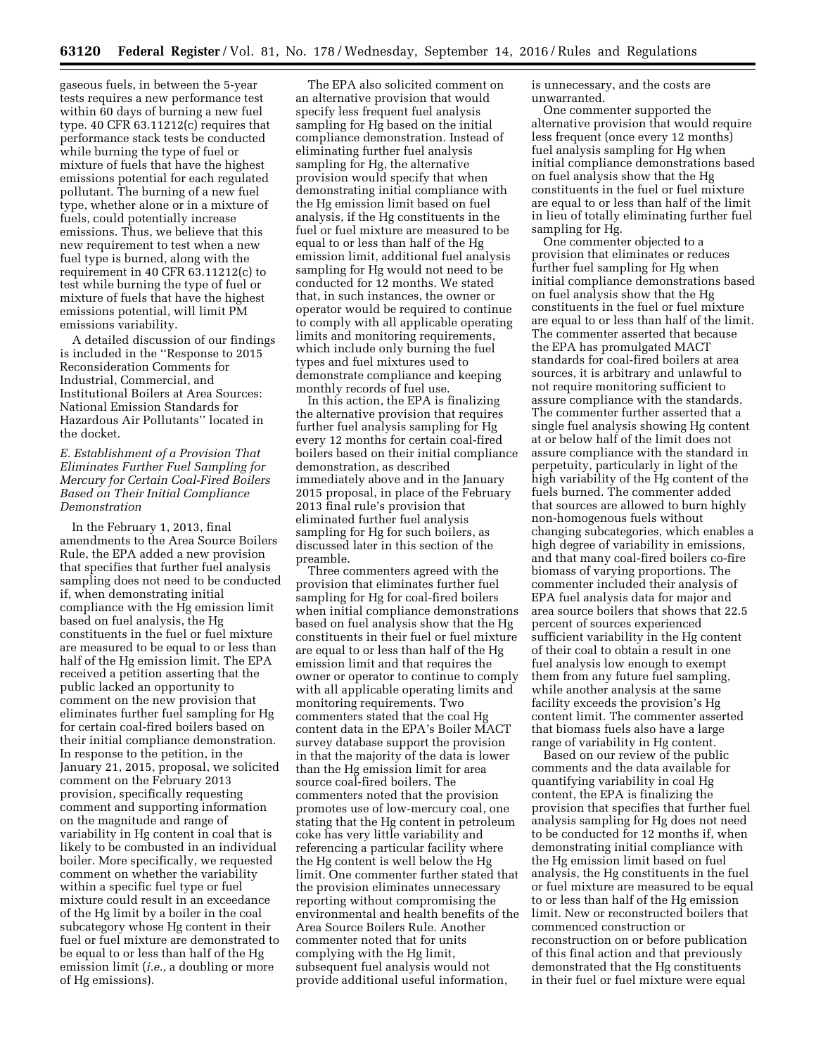gaseous fuels, in between the 5-year tests requires a new performance test within 60 days of burning a new fuel type. 40 CFR 63.11212(c) requires that performance stack tests be conducted while burning the type of fuel or mixture of fuels that have the highest emissions potential for each regulated pollutant. The burning of a new fuel type, whether alone or in a mixture of fuels, could potentially increase emissions. Thus, we believe that this new requirement to test when a new fuel type is burned, along with the requirement in 40 CFR 63.11212(c) to test while burning the type of fuel or mixture of fuels that have the highest emissions potential, will limit PM emissions variability.

A detailed discussion of our findings is included in the ''Response to 2015 Reconsideration Comments for Industrial, Commercial, and Institutional Boilers at Area Sources: National Emission Standards for Hazardous Air Pollutants'' located in the docket.

### *E. Establishment of a Provision That Eliminates Further Fuel Sampling for Mercury for Certain Coal-Fired Boilers Based on Their Initial Compliance Demonstration*

In the February 1, 2013, final amendments to the Area Source Boilers Rule, the EPA added a new provision that specifies that further fuel analysis sampling does not need to be conducted if, when demonstrating initial compliance with the Hg emission limit based on fuel analysis, the Hg constituents in the fuel or fuel mixture are measured to be equal to or less than half of the Hg emission limit. The EPA received a petition asserting that the public lacked an opportunity to comment on the new provision that eliminates further fuel sampling for Hg for certain coal-fired boilers based on their initial compliance demonstration. In response to the petition, in the January 21, 2015, proposal, we solicited comment on the February 2013 provision, specifically requesting comment and supporting information on the magnitude and range of variability in Hg content in coal that is likely to be combusted in an individual boiler. More specifically, we requested comment on whether the variability within a specific fuel type or fuel mixture could result in an exceedance of the Hg limit by a boiler in the coal subcategory whose Hg content in their fuel or fuel mixture are demonstrated to be equal to or less than half of the Hg emission limit (*i.e.,* a doubling or more of Hg emissions).

The EPA also solicited comment on an alternative provision that would specify less frequent fuel analysis sampling for Hg based on the initial compliance demonstration. Instead of eliminating further fuel analysis sampling for Hg, the alternative provision would specify that when demonstrating initial compliance with the Hg emission limit based on fuel analysis, if the Hg constituents in the fuel or fuel mixture are measured to be equal to or less than half of the Hg emission limit, additional fuel analysis sampling for Hg would not need to be conducted for 12 months. We stated that, in such instances, the owner or operator would be required to continue to comply with all applicable operating limits and monitoring requirements, which include only burning the fuel types and fuel mixtures used to demonstrate compliance and keeping monthly records of fuel use.

In this action, the EPA is finalizing the alternative provision that requires further fuel analysis sampling for Hg every 12 months for certain coal-fired boilers based on their initial compliance demonstration, as described immediately above and in the January 2015 proposal, in place of the February 2013 final rule's provision that eliminated further fuel analysis sampling for Hg for such boilers, as discussed later in this section of the preamble.

Three commenters agreed with the provision that eliminates further fuel sampling for Hg for coal-fired boilers when initial compliance demonstrations based on fuel analysis show that the Hg constituents in their fuel or fuel mixture are equal to or less than half of the Hg emission limit and that requires the owner or operator to continue to comply with all applicable operating limits and monitoring requirements. Two commenters stated that the coal Hg content data in the EPA's Boiler MACT survey database support the provision in that the majority of the data is lower than the Hg emission limit for area source coal-fired boilers. The commenters noted that the provision promotes use of low-mercury coal, one stating that the Hg content in petroleum coke has very little variability and referencing a particular facility where the Hg content is well below the Hg limit. One commenter further stated that the provision eliminates unnecessary reporting without compromising the environmental and health benefits of the Area Source Boilers Rule. Another commenter noted that for units complying with the Hg limit, subsequent fuel analysis would not provide additional useful information, is unnecessary, and the costs are unwarranted.

One commenter supported the alternative provision that would require less frequent (once every 12 months) fuel analysis sampling for Hg when initial compliance demonstrations based on fuel analysis show that the Hg constituents in the fuel or fuel mixture are equal to or less than half of the limit in lieu of totally eliminating further fuel sampling for Hg.

One commenter objected to a provision that eliminates or reduces further fuel sampling for Hg when initial compliance demonstrations based on fuel analysis show that the Hg constituents in the fuel or fuel mixture are equal to or less than half of the limit. The commenter asserted that because the EPA has promulgated MACT standards for coal-fired boilers at area sources, it is arbitrary and unlawful to not require monitoring sufficient to assure compliance with the standards. The commenter further asserted that a single fuel analysis showing Hg content at or below half of the limit does not assure compliance with the standard in perpetuity, particularly in light of the high variability of the Hg content of the fuels burned. The commenter added that sources are allowed to burn highly non-homogenous fuels without changing subcategories, which enables a high degree of variability in emissions, and that many coal-fired boilers co-fire biomass of varying proportions. The commenter included their analysis of EPA fuel analysis data for major and area source boilers that shows that 22.5 percent of sources experienced sufficient variability in the Hg content of their coal to obtain a result in one fuel analysis low enough to exempt them from any future fuel sampling, while another analysis at the same facility exceeds the provision's Hg content limit. The commenter asserted that biomass fuels also have a large range of variability in Hg content.

Based on our review of the public comments and the data available for quantifying variability in coal Hg content, the EPA is finalizing the provision that specifies that further fuel analysis sampling for Hg does not need to be conducted for 12 months if, when demonstrating initial compliance with the Hg emission limit based on fuel analysis, the Hg constituents in the fuel or fuel mixture are measured to be equal to or less than half of the Hg emission limit. New or reconstructed boilers that commenced construction or reconstruction on or before publication of this final action and that previously demonstrated that the Hg constituents in their fuel or fuel mixture were equal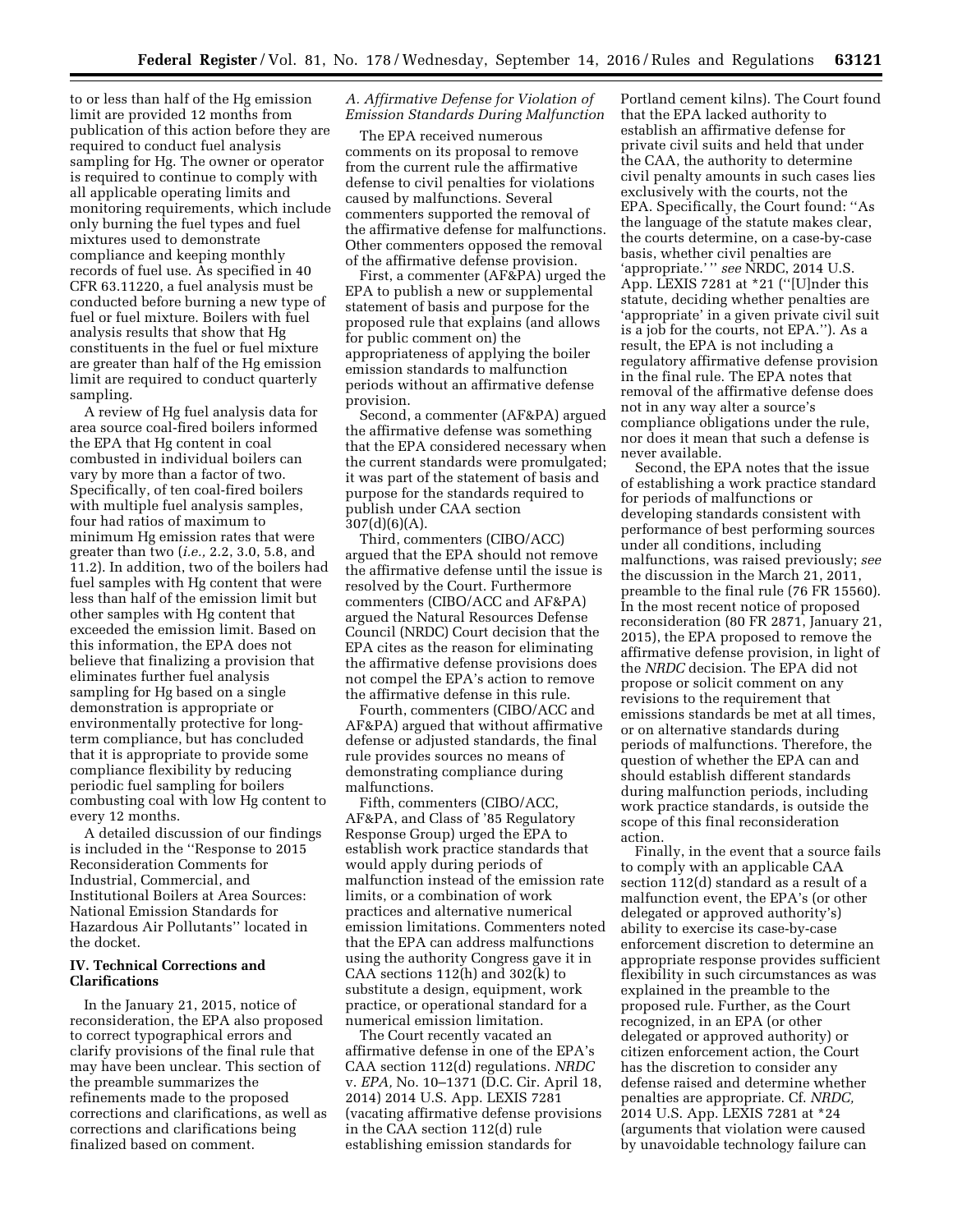to or less than half of the Hg emission limit are provided 12 months from publication of this action before they are required to conduct fuel analysis sampling for Hg. The owner or operator is required to continue to comply with all applicable operating limits and monitoring requirements, which include only burning the fuel types and fuel mixtures used to demonstrate compliance and keeping monthly records of fuel use. As specified in 40 CFR 63.11220, a fuel analysis must be conducted before burning a new type of fuel or fuel mixture. Boilers with fuel analysis results that show that Hg constituents in the fuel or fuel mixture are greater than half of the Hg emission limit are required to conduct quarterly sampling.

A review of Hg fuel analysis data for area source coal-fired boilers informed the EPA that Hg content in coal combusted in individual boilers can vary by more than a factor of two. Specifically, of ten coal-fired boilers with multiple fuel analysis samples, four had ratios of maximum to minimum Hg emission rates that were greater than two (*i.e.,* 2.2, 3.0, 5.8, and 11.2). In addition, two of the boilers had fuel samples with Hg content that were less than half of the emission limit but other samples with Hg content that exceeded the emission limit. Based on this information, the EPA does not believe that finalizing a provision that eliminates further fuel analysis sampling for Hg based on a single demonstration is appropriate or environmentally protective for long-term compliance, but has concluded that it is appropriate to provide some compliance flexibility by reducing periodic fuel sampling for boilers combusting coal with low Hg content to every 12 months.

A detailed discussion of our findings is included in the ''Response to 2015 Reconsideration Comments for Industrial, Commercial, and Institutional Boilers at Area Sources: National Emission Standards for Hazardous Air Pollutants'' located in the docket.

## IV. Technical Corrections and Clarifications

In the January 21, 2015, notice of reconsideration, the EPA also proposed to correct typographical errors and clarify provisions of the final rule that may have been unclear. This section of the preamble summarizes the refinements made to the proposed corrections and clarifications, as well as corrections and clarifications being finalized based on comment.

### *A. Affirmative Defense for Violation of Emission Standards During Malfunction*

The EPA received numerous comments on its proposal to remove from the current rule the affirmative defense to civil penalties for violations caused by malfunctions. Several commenters supported the removal of the affirmative defense for malfunctions. Other commenters opposed the removal of the affirmative defense provision.

First, a commenter (AF&PA) urged the EPA to publish a new or supplemental statement of basis and purpose for the proposed rule that explains (and allows for public comment on) the appropriateness of applying the boiler emission standards to malfunction periods without an affirmative defense provision.

Second, a commenter (AF&PA) argued the affirmative defense was something that the EPA considered necessary when the current standards were promulgated; it was part of the statement of basis and purpose for the standards required to publish under CAA section 307(d)(6)(A).

Third, commenters (CIBO/ACC) argued that the EPA should not remove the affirmative defense until the issue is resolved by the Court. Furthermore commenters (CIBO/ACC and AF&PA) argued the Natural Resources Defense Council (NRDC) Court decision that the EPA cites as the reason for eliminating the affirmative defense provisions does not compel the EPA's action to remove the affirmative defense in this rule.

Fourth, commenters (CIBO/ACC and AF&PA) argued that without affirmative defense or adjusted standards, the final rule provides sources no means of demonstrating compliance during malfunctions.

Fifth, commenters (CIBO/ACC, AF&PA, and Class of '85 Regulatory Response Group) urged the EPA to establish work practice standards that would apply during periods of malfunction instead of the emission rate limits, or a combination of work practices and alternative numerical emission limitations. Commenters noted that the EPA can address malfunctions using the authority Congress gave it in CAA sections 112(h) and 302(k) to substitute a design, equipment, work practice, or operational standard for a numerical emission limitation.

The Court recently vacated an affirmative defense in one of the EPA's CAA section 112(d) regulations. *NRDC* v. *EPA,* No. 10–1371 (D.C. Cir. April 18, 2014) 2014 U.S. App. LEXIS 7281 (vacating affirmative defense provisions in the CAA section 112(d) rule establishing emission standards for Portland cement kilns). The Court found that the EPA lacked authority to establish an affirmative defense for private civil suits and held that under the CAA, the authority to determine civil penalty amounts in such cases lies exclusively with the courts, not the EPA. Specifically, the Court found: ''As the language of the statute makes clear, the courts determine, on a case-by-case basis, whether civil penalties are 'appropriate.' '' *see* NRDC, 2014 U.S. App. LEXIS 7281 at *21 (''[U]nder this statute, deciding whether penalties are 'appropriate' in a given private civil suit is a job for the courts, not EPA.''). As a result, the EPA is not including a regulatory affirmative defense provision in the final rule. The EPA notes that removal of the affirmative defense does not in any way alter a source's compliance obligations under the rule, nor does it mean that such a defense is never available.

Second, the EPA notes that the issue of establishing a work practice standard for periods of malfunctions or developing standards consistent with performance of best performing sources under all conditions, including malfunctions, was raised previously; *see* the discussion in the March 21, 2011, preamble to the final rule (76 FR 15560). In the most recent notice of proposed reconsideration (80 FR 2871, January 21, 2015), the EPA proposed to remove the affirmative defense provision, in light of the *NRDC* decision. The EPA did not propose or solicit comment on any revisions to the requirement that emissions standards be met at all times, or on alternative standards during periods of malfunctions. Therefore, the question of whether the EPA can and should establish different standards during malfunction periods, including work practice standards, is outside the scope of this final reconsideration action.

Finally, in the event that a source fails to comply with an applicable CAA section 112(d) standard as a result of a malfunction event, the EPA's (or other delegated or approved authority's) ability to exercise its case-by-case enforcement discretion to determine an appropriate response provides sufficient flexibility in such circumstances as was explained in the preamble to the proposed rule. Further, as the Court recognized, in an EPA (or other delegated or approved authority) or citizen enforcement action, the Court has the discretion to consider any defense raised and determine whether penalties are appropriate. Cf. *NRDC,* 2014 U.S. App. LEXIS 7281 at *24 (arguments that violation were caused by unavoidable technology failure can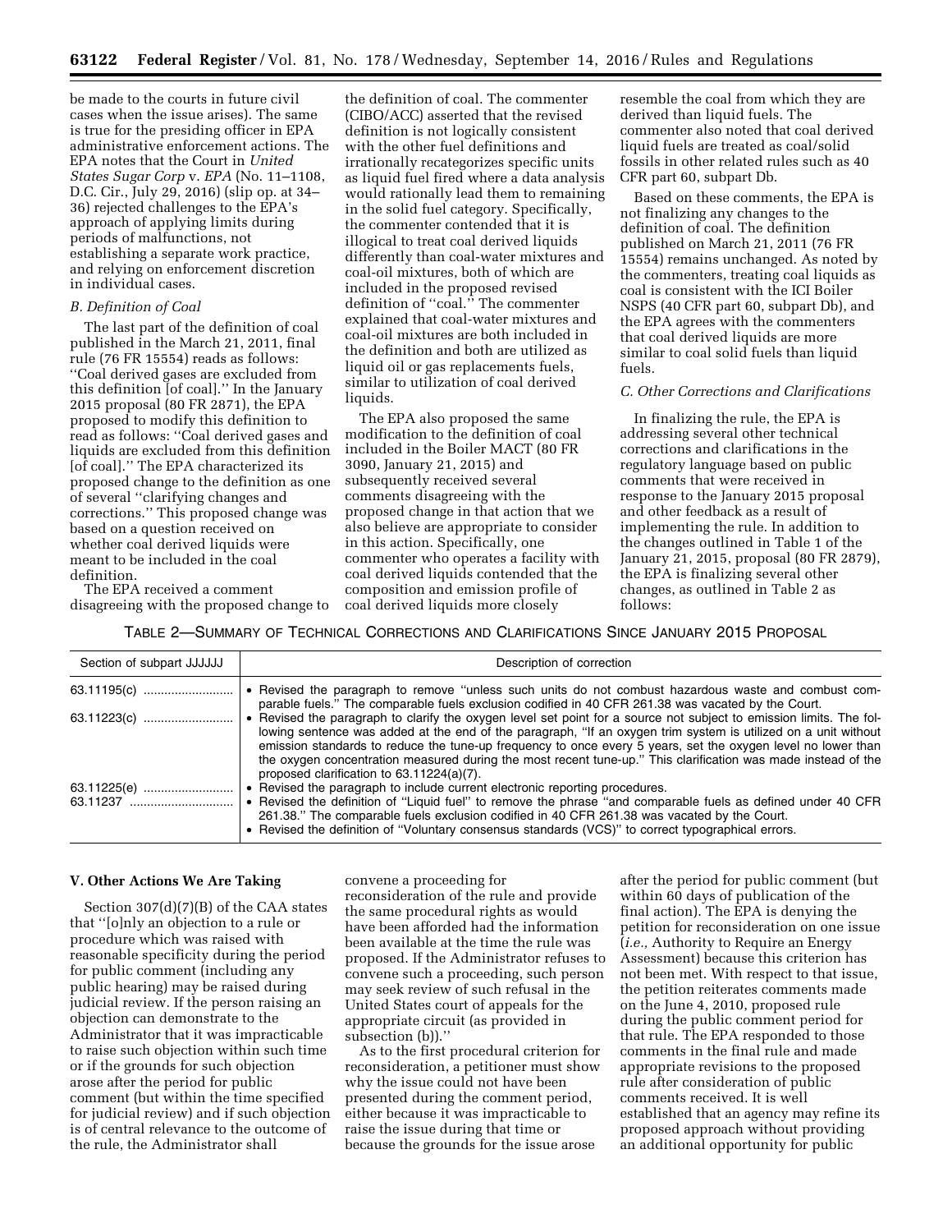be made to the courts in future civil cases when the issue arises). The same is true for the presiding officer in EPA administrative enforcement actions. The EPA notes that the Court in *United States Sugar Corp* v. *EPA* (No. 11–1108, D.C. Cir., July 29, 2016) (slip op. at 34–36) rejected challenges to the EPA's approach of applying limits during periods of malfunctions, not establishing a separate work practice, and relying on enforcement discretion in individual cases.

### *B. Definition of Coal*

The last part of the definition of coal published in the March 21, 2011, final rule (76 FR 15554) reads as follows: ''Coal derived gases are excluded from this definition [of coal].'' In the January 2015 proposal (80 FR 2871), the EPA proposed to modify this definition to read as follows: ''Coal derived gases and liquids are excluded from this definition [of coal].'' The EPA characterized its proposed change to the definition as one of several ''clarifying changes and corrections.'' This proposed change was based on a question received on whether coal derived liquids were meant to be included in the coal definition.

The EPA received a comment disagreeing with the proposed change to the definition of coal. The commenter (CIBO/ACC) asserted that the revised definition is not logically consistent with the other fuel definitions and irrationally recategorizes specific units as liquid fuel fired where a data analysis would rationally lead them to remaining in the solid fuel category. Specifically, the commenter contended that it is illogical to treat coal derived liquids differently than coal-water mixtures and coal-oil mixtures, both of which are included in the proposed revised definition of ''coal.'' The commenter explained that coal-water mixtures and coal-oil mixtures are both included in the definition and both are utilized as liquid oil or gas replacements fuels, similar to utilization of coal derived liquids.

The EPA also proposed the same modification to the definition of coal included in the Boiler MACT (80 FR 3090, January 21, 2015) and subsequently received several comments disagreeing with the proposed change in that action that we also believe are appropriate to consider in this action. Specifically, one commenter who operates a facility with coal derived liquids contended that the composition and emission profile of coal derived liquids more closely resemble the coal from which they are derived than liquid fuels. The commenter also noted that coal derived liquid fuels are treated as coal/solid fossils in other related rules such as 40 CFR part 60, subpart Db.

Based on these comments, the EPA is not finalizing any changes to the definition of coal. The definition published on March 21, 2011 (76 FR 15554) remains unchanged. As noted by the commenters, treating coal liquids as coal is consistent with the ICI Boiler NSPS (40 CFR part 60, subpart Db), and the EPA agrees with the commenters that coal derived liquids are more similar to coal solid fuels than liquid fuels.

### *C. Other Corrections and Clarifications*

In finalizing the rule, the EPA is addressing several other technical corrections and clarifications in the regulatory language based on public comments that were received in response to the January 2015 proposal and other feedback as a result of implementing the rule. In addition to the changes outlined in Table 1 of the January 21, 2015, proposal (80 FR 2879), the EPA is finalizing several other changes, as outlined in Table 2 as follows:

TABLE 2—SUMMARY OF TECHNICAL CORRECTIONS AND CLARIFICATIONS SINCE JANUARY 2015 PROPOSAL

| Section of subpart JJJJJJ | Description of correction |
|---|---|
| 63.11195(c) | • Revised the paragraph to remove ''unless such units do not combust hazardous waste and combust comparable fuels.'' The comparable fuels exclusion codified in 40 CFR 261.38 was vacated by the Court. |
| 63.11223(c) | • Revised the paragraph to clarify the oxygen level set point for a source not subject to emission limits. The following sentence was added at the end of the paragraph, ''If an oxygen trim system is utilized on a unit without emission standards to reduce the tune-up frequency to once every 5 years, set the oxygen level no lower than the oxygen concentration measured during the most recent tune-up.'' This clarification was made instead of the proposed clarification to 63.11224(a)(7). |
| 63.11225(e) | • Revised the paragraph to include current electronic reporting procedures. |
| 63.11237 | • Revised the definition of ''Liquid fuel'' to remove the phrase ''and comparable fuels as defined under 40 CFR 261.38.'' The comparable fuels exclusion codified in 40 CFR 261.38 was vacated by the Court. • Revised the definition of ''Voluntary consensus standards (VCS)'' to correct typographical errors. |

## V. Other Actions We Are Taking

Section 307(d)(7)(B) of the CAA states that ''[o]nly an objection to a rule or procedure which was raised with reasonable specificity during the period for public comment (including any public hearing) may be raised during judicial review. If the person raising an objection can demonstrate to the Administrator that it was impracticable to raise such objection within such time or if the grounds for such objection arose after the period for public comment (but within the time specified for judicial review) and if such objection is of central relevance to the outcome of the rule, the Administrator shall convene a proceeding for reconsideration of the rule and provide the same procedural rights as would have been afforded had the information been available at the time the rule was proposed. If the Administrator refuses to convene such a proceeding, such person may seek review of such refusal in the United States court of appeals for the appropriate circuit (as provided in subsection (b)).''

As to the first procedural criterion for reconsideration, a petitioner must show why the issue could not have been presented during the comment period, either because it was impracticable to raise the issue during that time or because the grounds for the issue arose after the period for public comment (but within 60 days of publication of the final action). The EPA is denying the petition for reconsideration on one issue (*i.e.,* Authority to Require an Energy Assessment) because this criterion has not been met. With respect to that issue, the petition reiterates comments made on the June 4, 2010, proposed rule during the public comment period for that rule. The EPA responded to those comments in the final rule and made appropriate revisions to the proposed rule after consideration of public comments received. It is well established that an agency may refine its proposed approach without providing an additional opportunity for public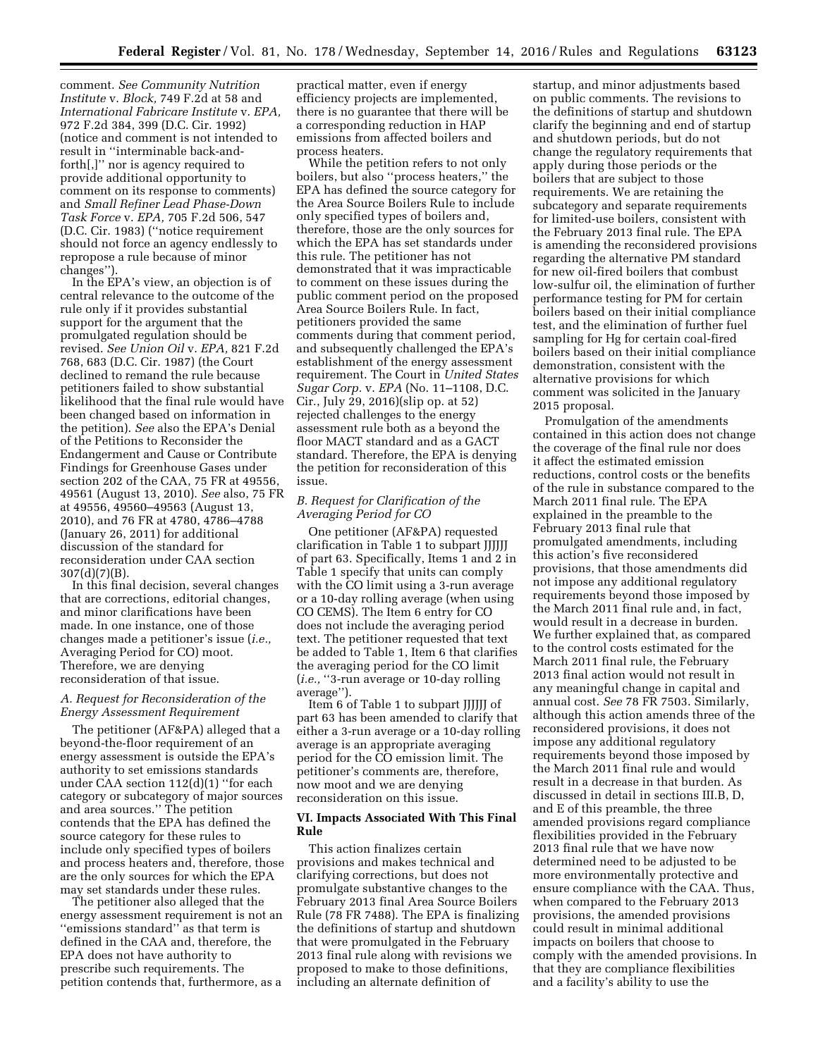comment. *See Community Nutrition Institute* v. *Block,* 749 F.2d at 58 and *International Fabricare Institute* v. *EPA,* 972 F.2d 384, 399 (D.C. Cir. 1992) (notice and comment is not intended to result in ''interminable back-and-forth[,]'' nor is agency required to provide additional opportunity to comment on its response to comments) and *Small Refiner Lead Phase-Down Task Force* v. *EPA,* 705 F.2d 506, 547 (D.C. Cir. 1983) (''notice requirement should not force an agency endlessly to repropose a rule because of minor changes'').

In the EPA's view, an objection is of central relevance to the outcome of the rule only if it provides substantial support for the argument that the promulgated regulation should be revised. *See Union Oil* v. *EPA,* 821 F.2d 768, 683 (D.C. Cir. 1987) (the Court declined to remand the rule because petitioners failed to show substantial likelihood that the final rule would have been changed based on information in the petition). *See* also the EPA's Denial of the Petitions to Reconsider the Endangerment and Cause or Contribute Findings for Greenhouse Gases under section 202 of the CAA, 75 FR at 49556, 49561 (August 13, 2010). *See* also, 75 FR at 49556, 49560–49563 (August 13, 2010), and 76 FR at 4780, 4786–4788 (January 26, 2011) for additional discussion of the standard for reconsideration under CAA section 307(d)(7)(B).

In this final decision, several changes that are corrections, editorial changes, and minor clarifications have been made. In one instance, one of those changes made a petitioner's issue (*i.e.,* Averaging Period for CO) moot. Therefore, we are denying reconsideration of that issue.

### *A. Request for Reconsideration of the Energy Assessment Requirement*

The petitioner (AF&PA) alleged that a beyond-the-floor requirement of an energy assessment is outside the EPA's authority to set emissions standards under CAA section 112(d)(1) ''for each category or subcategory of major sources and area sources.'' The petition contends that the EPA has defined the source category for these rules to include only specified types of boilers and process heaters and, therefore, those are the only sources for which the EPA may set standards under these rules.

The petitioner also alleged that the energy assessment requirement is not an ''emissions standard'' as that term is defined in the CAA and, therefore, the EPA does not have authority to prescribe such requirements. The petition contends that, furthermore, as a practical matter, even if energy efficiency projects are implemented, there is no guarantee that there will be a corresponding reduction in HAP emissions from affected boilers and process heaters.

While the petition refers to not only boilers, but also ''process heaters,'' the EPA has defined the source category for the Area Source Boilers Rule to include only specified types of boilers and, therefore, those are the only sources for which the EPA has set standards under this rule. The petitioner has not demonstrated that it was impracticable to comment on these issues during the public comment period on the proposed Area Source Boilers Rule. In fact, petitioners provided the same comments during that comment period, and subsequently challenged the EPA's establishment of the energy assessment requirement. The Court in *United States Sugar Corp.* v. *EPA* (No. 11–1108, D.C. Cir., July 29, 2016)(slip op. at 52) rejected challenges to the energy assessment rule both as a beyond the floor MACT standard and as a GACT standard. Therefore, the EPA is denying the petition for reconsideration of this issue.

### *B. Request for Clarification of the Averaging Period for CO*

One petitioner (AF&PA) requested clarification in Table 1 to subpart JJJJJJ of part 63. Specifically, Items 1 and 2 in Table 1 specify that units can comply with the CO limit using a 3-run average or a 10-day rolling average (when using CO CEMS). The Item 6 entry for CO does not include the averaging period text. The petitioner requested that text be added to Table 1, Item 6 that clarifies the averaging period for the CO limit (*i.e.,* ''3-run average or 10-day rolling average'').

Item 6 of Table 1 to subpart JJJJJJ of part 63 has been amended to clarify that either a 3-run average or a 10-day rolling average is an appropriate averaging period for the CO emission limit. The petitioner's comments are, therefore, now moot and we are denying reconsideration on this issue.

## VI. Impacts Associated With This Final Rule

This action finalizes certain provisions and makes technical and clarifying corrections, but does not promulgate substantive changes to the February 2013 final Area Source Boilers Rule (78 FR 7488). The EPA is finalizing the definitions of startup and shutdown that were promulgated in the February 2013 final rule along with revisions we proposed to make to those definitions, including an alternate definition of startup, and minor adjustments based on public comments. The revisions to the definitions of startup and shutdown clarify the beginning and end of startup and shutdown periods, but do not change the regulatory requirements that apply during those periods or the boilers that are subject to those requirements. We are retaining the subcategory and separate requirements for limited-use boilers, consistent with the February 2013 final rule. The EPA is amending the reconsidered provisions regarding the alternative PM standard for new oil-fired boilers that combust low-sulfur oil, the elimination of further performance testing for PM for certain boilers based on their initial compliance test, and the elimination of further fuel sampling for Hg for certain coal-fired boilers based on their initial compliance demonstration, consistent with the alternative provisions for which comment was solicited in the January 2015 proposal.

Promulgation of the amendments contained in this action does not change the coverage of the final rule nor does it affect the estimated emission reductions, control costs or the benefits of the rule in substance compared to the March 2011 final rule. The EPA explained in the preamble to the February 2013 final rule that promulgated amendments, including this action's five reconsidered provisions, that those amendments did not impose any additional regulatory requirements beyond those imposed by the March 2011 final rule and, in fact, would result in a decrease in burden. We further explained that, as compared to the control costs estimated for the March 2011 final rule, the February 2013 final action would not result in any meaningful change in capital and annual cost. *See* 78 FR 7503. Similarly, although this action amends three of the reconsidered provisions, it does not impose any additional regulatory requirements beyond those imposed by the March 2011 final rule and would result in a decrease in that burden. As discussed in detail in sections III.B, D, and E of this preamble, the three amended provisions regard compliance flexibilities provided in the February 2013 final rule that we have now determined need to be adjusted to be more environmentally protective and ensure compliance with the CAA. Thus, when compared to the February 2013 provisions, the amended provisions could result in minimal additional impacts on boilers that choose to comply with the amended provisions. In that they are compliance flexibilities and a facility's ability to use the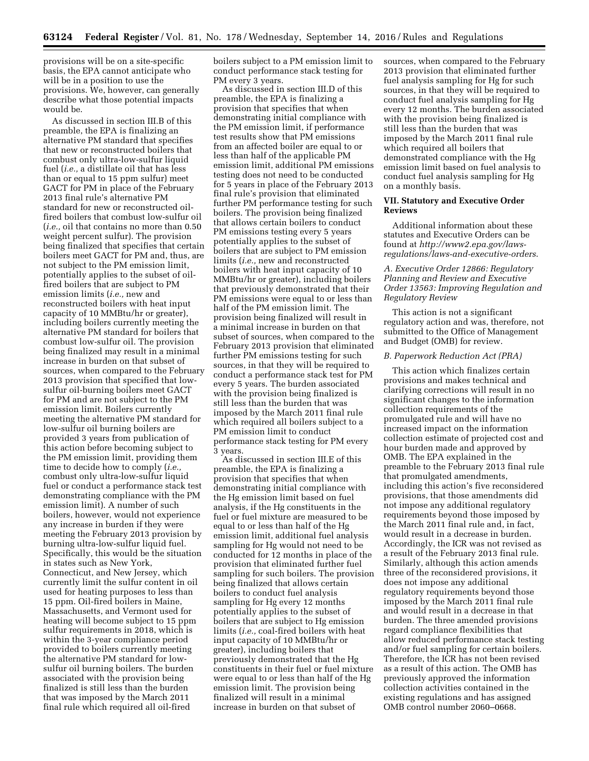provisions will be on a site-specific basis, the EPA cannot anticipate who will be in a position to use the provisions. We, however, can generally describe what those potential impacts would be.

As discussed in section III.B of this preamble, the EPA is finalizing an alternative PM standard that specifies that new or reconstructed boilers that combust only ultra-low-sulfur liquid fuel (*i.e.,* a distillate oil that has less than or equal to 15 ppm sulfur) meet GACT for PM in place of the February 2013 final rule's alternative PM standard for new or reconstructed oil-fired boilers that combust low-sulfur oil (*i.e.,* oil that contains no more than 0.50 weight percent sulfur). The provision being finalized that specifies that certain boilers meet GACT for PM and, thus, are not subject to the PM emission limit, potentially applies to the subset of oil-fired boilers that are subject to PM emission limits (*i.e.,* new and reconstructed boilers with heat input capacity of 10 MMBtu/hr or greater), including boilers currently meeting the alternative PM standard for boilers that combust low-sulfur oil. The provision being finalized may result in a minimal increase in burden on that subset of sources, when compared to the February 2013 provision that specified that low-sulfur oil-burning boilers meet GACT for PM and are not subject to the PM emission limit. Boilers currently meeting the alternative PM standard for low-sulfur oil burning boilers are provided 3 years from publication of this action before becoming subject to the PM emission limit, providing them time to decide how to comply (*i.e.,* combust only ultra-low-sulfur liquid fuel or conduct a performance stack test demonstrating compliance with the PM emission limit). A number of such boilers, however, would not experience any increase in burden if they were meeting the February 2013 provision by burning ultra-low-sulfur liquid fuel. Specifically, this would be the situation in states such as New York, Connecticut, and New Jersey, which currently limit the sulfur content in oil used for heating purposes to less than 15 ppm. Oil-fired boilers in Maine, Massachusetts, and Vermont used for heating will become subject to 15 ppm sulfur requirements in 2018, which is within the 3-year compliance period provided to boilers currently meeting the alternative PM standard for low-sulfur oil burning boilers. The burden associated with the provision being finalized is still less than the burden that was imposed by the March 2011 final rule which required all oil-fired boilers subject to a PM emission limit to conduct performance stack testing for PM every 3 years.

As discussed in section III.D of this preamble, the EPA is finalizing a provision that specifies that when demonstrating initial compliance with the PM emission limit, if performance test results show that PM emissions from an affected boiler are equal to or less than half of the applicable PM emission limit, additional PM emissions testing does not need to be conducted for 5 years in place of the February 2013 final rule's provision that eliminated further PM performance testing for such boilers. The provision being finalized that allows certain boilers to conduct PM emissions testing every 5 years potentially applies to the subset of boilers that are subject to PM emission limits (*i.e.,* new and reconstructed boilers with heat input capacity of 10 MMBtu/hr or greater), including boilers that previously demonstrated that their PM emissions were equal to or less than half of the PM emission limit. The provision being finalized will result in a minimal increase in burden on that subset of sources, when compared to the February 2013 provision that eliminated further PM emissions testing for such sources, in that they will be required to conduct a performance stack test for PM every 5 years. The burden associated with the provision being finalized is still less than the burden that was imposed by the March 2011 final rule which required all boilers subject to a PM emission limit to conduct performance stack testing for PM every 3 years.

As discussed in section III.E of this preamble, the EPA is finalizing a provision that specifies that when demonstrating initial compliance with the Hg emission limit based on fuel analysis, if the Hg constituents in the fuel or fuel mixture are measured to be equal to or less than half of the Hg emission limit, additional fuel analysis sampling for Hg would not need to be conducted for 12 months in place of the provision that eliminated further fuel sampling for such boilers. The provision being finalized that allows certain boilers to conduct fuel analysis sampling for Hg every 12 months potentially applies to the subset of boilers that are subject to Hg emission limits (*i.e.,* coal-fired boilers with heat input capacity of 10 MMBtu/hr or greater), including boilers that previously demonstrated that the Hg constituents in their fuel or fuel mixture were equal to or less than half of the Hg emission limit. The provision being finalized will result in a minimal increase in burden on that subset of sources, when compared to the February 2013 provision that eliminated further fuel analysis sampling for Hg for such sources, in that they will be required to conduct fuel analysis sampling for Hg every 12 months. The burden associated with the provision being finalized is still less than the burden that was imposed by the March 2011 final rule which required all boilers that demonstrated compliance with the Hg emission limit based on fuel analysis to conduct fuel analysis sampling for Hg on a monthly basis.

## VII. Statutory and Executive Order Reviews

Additional information about these statutes and Executive Orders can be found at *http://www2.epa.gov/laws-regulations/laws-and-executive-orders*.

### *A. Executive Order 12866: Regulatory Planning and Review and Executive Order 13563: Improving Regulation and Regulatory Review*

This action is not a significant regulatory action and was, therefore, not submitted to the Office of Management and Budget (OMB) for review.

### *B. Paperwork Reduction Act (PRA)*

This action which finalizes certain provisions and makes technical and clarifying corrections will result in no significant changes to the information collection requirements of the promulgated rule and will have no increased impact on the information collection estimate of projected cost and hour burden made and approved by OMB. The EPA explained in the preamble to the February 2013 final rule that promulgated amendments, including this action's five reconsidered provisions, that those amendments did not impose any additional regulatory requirements beyond those imposed by the March 2011 final rule and, in fact, would result in a decrease in burden. Accordingly, the ICR was not revised as a result of the February 2013 final rule. Similarly, although this action amends three of the reconsidered provisions, it does not impose any additional regulatory requirements beyond those imposed by the March 2011 final rule and would result in a decrease in that burden. The three amended provisions regard compliance flexibilities that allow reduced performance stack testing and/or fuel sampling for certain boilers. Therefore, the ICR has not been revised as a result of this action. The OMB has previously approved the information collection activities contained in the existing regulations and has assigned OMB control number 2060–0668.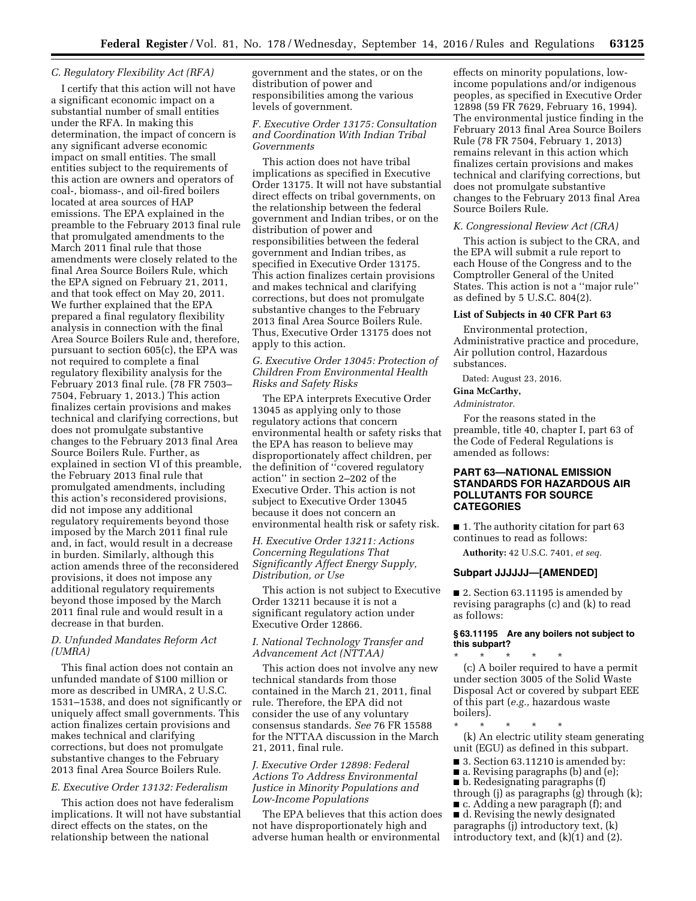### C. Regulatory Flexibility Act (RFA)

I certify that this action will not have a significant economic impact on a substantial number of small entities under the RFA. In making this determination, the impact of concern is any significant adverse economic impact on small entities. The small entities subject to the requirements of this action are owners and operators of coal-, biomass-, and oil-fired boilers located at area sources of HAP emissions. The EPA explained in the preamble to the February 2013 final rule that promulgated amendments to the March 2011 final rule that those amendments were closely related to the final Area Source Boilers Rule, which the EPA signed on February 21, 2011, and that took effect on May 20, 2011. We further explained that the EPA prepared a final regulatory flexibility analysis in connection with the final Area Source Boilers Rule and, therefore, pursuant to section 605(c), the EPA was not required to complete a final regulatory flexibility analysis for the February 2013 final rule. (78 FR 7503–7504, February 1, 2013.) This action finalizes certain provisions and makes technical and clarifying corrections, but does not promulgate substantive changes to the February 2013 final Area Source Boilers Rule. Further, as explained in section VI of this preamble, the February 2013 final rule that promulgated amendments, including this action's reconsidered provisions, did not impose any additional regulatory requirements beyond those imposed by the March 2011 final rule and, in fact, would result in a decrease in burden. Similarly, although this action amends three of the reconsidered provisions, it does not impose any additional regulatory requirements beyond those imposed by the March 2011 final rule and would result in a decrease in that burden.

### D. Unfunded Mandates Reform Act (UMRA)

This final action does not contain an unfunded mandate of $100 million or more as described in UMRA, 2 U.S.C. 1531–1538, and does not significantly or uniquely affect small governments. This action finalizes certain provisions and makes technical and clarifying corrections, but does not promulgate substantive changes to the February 2013 final Area Source Boilers Rule.

### E. Executive Order 13132: Federalism

This action does not have federalism implications. It will not have substantial direct effects on the states, on the relationship between the national government and the states, or on the distribution of power and responsibilities among the various levels of government.

### F. Executive Order 13175: Consultation and Coordination With Indian Tribal Governments

This action does not have tribal implications as specified in Executive Order 13175. It will not have substantial direct effects on tribal governments, on the relationship between the federal government and Indian tribes, or on the distribution of power and responsibilities between the federal government and Indian tribes, as specified in Executive Order 13175. This action finalizes certain provisions and makes technical and clarifying corrections, but does not promulgate substantive changes to the February 2013 final Area Source Boilers Rule. Thus, Executive Order 13175 does not apply to this action.

### G. Executive Order 13045: Protection of Children From Environmental Health Risks and Safety Risks

The EPA interprets Executive Order 13045 as applying only to those regulatory actions that concern environmental health or safety risks that the EPA has reason to believe may disproportionately affect children, per the definition of "covered regulatory action" in section 2–202 of the Executive Order. This action is not subject to Executive Order 13045 because it does not concern an environmental health risk or safety risk.

### H. Executive Order 13211: Actions Concerning Regulations That Significantly Affect Energy Supply, Distribution, or Use

This action is not subject to Executive Order 13211 because it is not a significant regulatory action under Executive Order 12866.

### I. National Technology Transfer and Advancement Act (NTTAA)

This action does not involve any new technical standards from those contained in the March 21, 2011, final rule. Therefore, the EPA did not consider the use of any voluntary consensus standards. *See* 76 FR 15588 for the NTTAA discussion in the March 21, 2011, final rule.

### J. Executive Order 12898: Federal Actions To Address Environmental Justice in Minority Populations and Low-Income Populations

The EPA believes that this action does not have disproportionately high and adverse human health or environmental effects on minority populations, low-income populations and/or indigenous peoples, as specified in Executive Order 12898 (59 FR 7629, February 16, 1994). The environmental justice finding in the February 2013 final Area Source Boilers Rule (78 FR 7504, February 1, 2013) remains relevant in this action which finalizes certain provisions and makes technical and clarifying corrections, but does not promulgate substantive changes to the February 2013 final Area Source Boilers Rule.

### K. Congressional Review Act (CRA)

This action is subject to the CRA, and the EPA will submit a rule report to each House of the Congress and to the Comptroller General of the United States. This action is not a "major rule" as defined by 5 U.S.C. 804(2).

**List of Subjects in 40 CFR Part 63**

Environmental protection, Administrative practice and procedure, Air pollution control, Hazardous substances.

Dated: August 23, 2016.

**Gina McCarthy,**

*Administrator.*

For the reasons stated in the preamble, title 40, chapter I, part 63 of the Code of Federal Regulations is amended as follows:

## PART 63—NATIONAL EMISSION STANDARDS FOR HAZARDOUS AIR POLLUTANTS FOR SOURCE CATEGORIES

■ 1. The authority citation for part 63 continues to read as follows:

**Authority:** 42 U.S.C. 7401, *et seq.*

### Subpart JJJJJJ—[AMENDED]

■ 2. Section 63.11195 is amended by revising paragraphs (c) and (k) to read as follows:

**§ 63.11195 Are any boilers not subject to this subpart?**

\* \* \* \* \*

(c) A boiler required to have a permit under section 3005 of the Solid Waste Disposal Act or covered by subpart EEE of this part (*e.g.,* hazardous waste boilers).

\* \* \* \* \*

(k) An electric utility steam generating unit (EGU) as defined in this subpart.

■ 3. Section 63.11210 is amended by:

■ a. Revising paragraphs (b) and (e);

■ b. Redesignating paragraphs (f) through (j) as paragraphs (g) through (k);

■ c. Adding a new paragraph (f); and

■ d. Revising the newly designated paragraphs (j) introductory text, (k) introductory text, and (k)(1) and (2).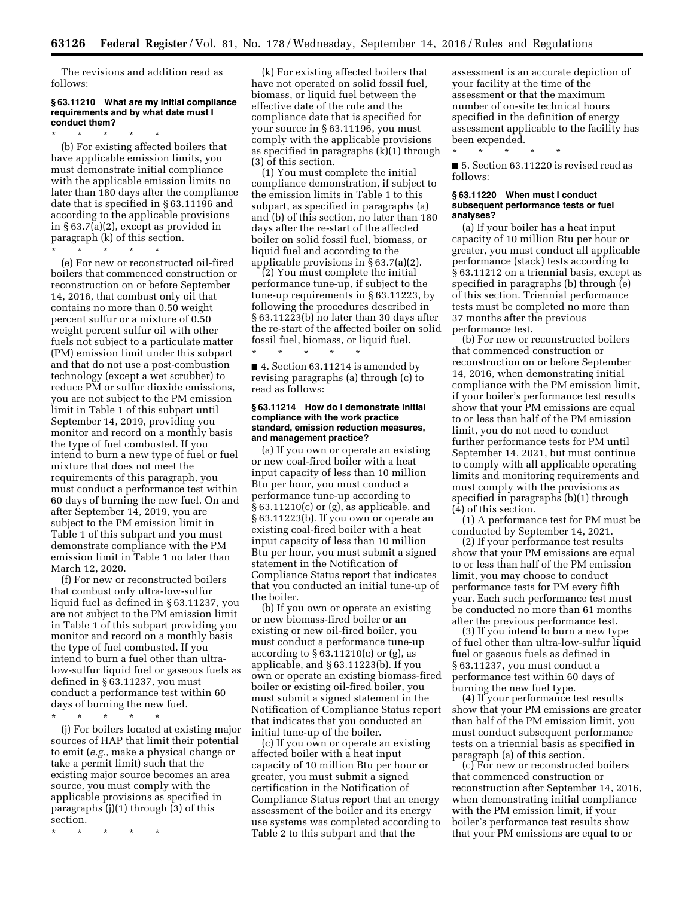The revisions and addition read as follows:

### § 63.11210 What are my initial compliance requirements and by what date must I conduct them?

\* \* \* \* \*

(b) For existing affected boilers that have applicable emission limits, you must demonstrate initial compliance with the applicable emission limits no later than 180 days after the compliance date that is specified in § 63.11196 and according to the applicable provisions in § 63.7(a)(2), except as provided in paragraph (k) of this section.

\* \* \* \* \*

(e) For new or reconstructed oil-fired boilers that commenced construction or reconstruction on or before September 14, 2016, that combust only oil that contains no more than 0.50 weight percent sulfur or a mixture of 0.50 weight percent sulfur oil with other fuels not subject to a particulate matter (PM) emission limit under this subpart and that do not use a post-combustion technology (except a wet scrubber) to reduce PM or sulfur dioxide emissions, you are not subject to the PM emission limit in Table 1 of this subpart until September 14, 2019, providing you monitor and record on a monthly basis the type of fuel combusted. If you intend to burn a new type of fuel or fuel mixture that does not meet the requirements of this paragraph, you must conduct a performance test within 60 days of burning the new fuel. On and after September 14, 2019, you are subject to the PM emission limit in Table 1 of this subpart and you must demonstrate compliance with the PM emission limit in Table 1 no later than March 12, 2020.

(f) For new or reconstructed boilers that combust only ultra-low-sulfur liquid fuel as defined in § 63.11237, you are not subject to the PM emission limit in Table 1 of this subpart providing you monitor and record on a monthly basis the type of fuel combusted. If you intend to burn a fuel other than ultra-low-sulfur liquid fuel or gaseous fuels as defined in § 63.11237, you must conduct a performance test within 60 days of burning the new fuel.

\* \* \* \* \*

(j) For boilers located at existing major sources of HAP that limit their potential to emit (*e.g.,* make a physical change or take a permit limit) such that the existing major source becomes an area source, you must comply with the applicable provisions as specified in paragraphs (j)(1) through (3) of this section.

\* \* \* \* \*

(k) For existing affected boilers that have not operated on solid fossil fuel, biomass, or liquid fuel between the effective date of the rule and the compliance date that is specified for your source in § 63.11196, you must comply with the applicable provisions as specified in paragraphs (k)(1) through (3) of this section.

(1) You must complete the initial compliance demonstration, if subject to the emission limits in Table 1 to this subpart, as specified in paragraphs (a) and (b) of this section, no later than 180 days after the re-start of the affected boiler on solid fossil fuel, biomass, or liquid fuel and according to the applicable provisions in § 63.7(a)(2).

(2) You must complete the initial performance tune-up, if subject to the tune-up requirements in § 63.11223, by following the procedures described in § 63.11223(b) no later than 30 days after the re-start of the affected boiler on solid fossil fuel, biomass, or liquid fuel.

\* \* \* \* \*

■ 4. Section 63.11214 is amended by revising paragraphs (a) through (c) to read as follows:

### § 63.11214 How do I demonstrate initial compliance with the work practice standard, emission reduction measures, and management practice?

(a) If you own or operate an existing or new coal-fired boiler with a heat input capacity of less than 10 million Btu per hour, you must conduct a performance tune-up according to § 63.11210(c) or (g), as applicable, and § 63.11223(b). If you own or operate an existing coal-fired boiler with a heat input capacity of less than 10 million Btu per hour, you must submit a signed statement in the Notification of Compliance Status report that indicates that you conducted an initial tune-up of the boiler.

(b) If you own or operate an existing or new biomass-fired boiler or an existing or new oil-fired boiler, you must conduct a performance tune-up according to § 63.11210(c) or (g), as applicable, and § 63.11223(b). If you own or operate an existing biomass-fired boiler or existing oil-fired boiler, you must submit a signed statement in the Notification of Compliance Status report that indicates that you conducted an initial tune-up of the boiler.

(c) If you own or operate an existing affected boiler with a heat input capacity of 10 million Btu per hour or greater, you must submit a signed certification in the Notification of Compliance Status report that an energy assessment of the boiler and its energy use systems was completed according to Table 2 to this subpart and that the assessment is an accurate depiction of your facility at the time of the assessment or that the maximum number of on-site technical hours specified in the definition of energy assessment applicable to the facility has been expended.

\* \* \* \* \*

■ 5. Section 63.11220 is revised read as follows:

### § 63.11220 When must I conduct subsequent performance tests or fuel analyses?

(a) If your boiler has a heat input capacity of 10 million Btu per hour or greater, you must conduct all applicable performance (stack) tests according to § 63.11212 on a triennial basis, except as specified in paragraphs (b) through (e) of this section. Triennial performance tests must be completed no more than 37 months after the previous performance test.

(b) For new or reconstructed boilers that commenced construction or reconstruction on or before September 14, 2016, when demonstrating initial compliance with the PM emission limit, if your boiler's performance test results show that your PM emissions are equal to or less than half of the PM emission limit, you do not need to conduct further performance tests for PM until September 14, 2021, but must continue to comply with all applicable operating limits and monitoring requirements and must comply with the provisions as specified in paragraphs (b)(1) through (4) of this section.

(1) A performance test for PM must be conducted by September 14, 2021.

(2) If your performance test results show that your PM emissions are equal to or less than half of the PM emission limit, you may choose to conduct performance tests for PM every fifth year. Each such performance test must be conducted no more than 61 months after the previous performance test.

(3) If you intend to burn a new type of fuel other than ultra-low-sulfur liquid fuel or gaseous fuels as defined in § 63.11237, you must conduct a performance test within 60 days of burning the new fuel type.

(4) If your performance test results show that your PM emissions are greater than half of the PM emission limit, you must conduct subsequent performance tests on a triennial basis as specified in paragraph (a) of this section.

(c) For new or reconstructed boilers that commenced construction or reconstruction after September 14, 2016, when demonstrating initial compliance with the PM emission limit, if your boiler's performance test results show that your PM emissions are equal to or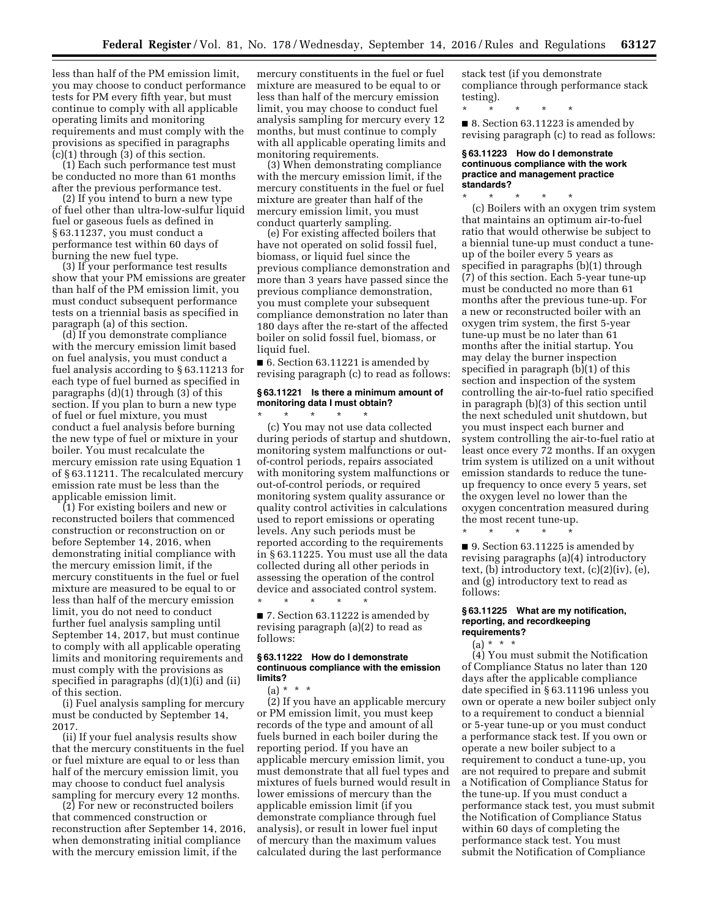less than half of the PM emission limit, you may choose to conduct performance tests for PM every fifth year, but must continue to comply with all applicable operating limits and monitoring requirements and must comply with the provisions as specified in paragraphs (c)(1) through (3) of this section.

(1) Each such performance test must be conducted no more than 61 months after the previous performance test.

(2) If you intend to burn a new type of fuel other than ultra-low-sulfur liquid fuel or gaseous fuels as defined in § 63.11237, you must conduct a performance test within 60 days of burning the new fuel type.

(3) If your performance test results show that your PM emissions are greater than half of the PM emission limit, you must conduct subsequent performance tests on a triennial basis as specified in paragraph (a) of this section.

(d) If you demonstrate compliance with the mercury emission limit based on fuel analysis, you must conduct a fuel analysis according to § 63.11213 for each type of fuel burned as specified in paragraphs (d)(1) through (3) of this section. If you plan to burn a new type of fuel or fuel mixture, you must conduct a fuel analysis before burning the new type of fuel or mixture in your boiler. You must recalculate the mercury emission rate using Equation 1 of § 63.11211. The recalculated mercury emission rate must be less than the applicable emission limit.

(1) For existing boilers and new or reconstructed boilers that commenced construction or reconstruction on or before September 14, 2016, when demonstrating initial compliance with the mercury emission limit, if the mercury constituents in the fuel or fuel mixture are measured to be equal to or less than half of the mercury emission limit, you do not need to conduct further fuel analysis sampling until September 14, 2017, but must continue to comply with all applicable operating limits and monitoring requirements and must comply with the provisions as specified in paragraphs (d)(1)(i) and (ii) of this section.

(i) Fuel analysis sampling for mercury must be conducted by September 14, 2017.

(ii) If your fuel analysis results show that the mercury constituents in the fuel or fuel mixture are equal to or less than half of the mercury emission limit, you may choose to conduct fuel analysis sampling for mercury every 12 months.

(2) For new or reconstructed boilers that commenced construction or reconstruction after September 14, 2016, when demonstrating initial compliance with the mercury emission limit, if the mercury constituents in the fuel or fuel mixture are measured to be equal to or less than half of the mercury emission limit, you may choose to conduct fuel analysis sampling for mercury every 12 months, but must continue to comply with all applicable operating limits and monitoring requirements.

(3) When demonstrating compliance with the mercury emission limit, if the mercury constituents in the fuel or fuel mixture are greater than half of the mercury emission limit, you must conduct quarterly sampling.

(e) For existing affected boilers that have not operated on solid fossil fuel, biomass, or liquid fuel since the previous compliance demonstration and more than 3 years have passed since the previous compliance demonstration, you must complete your subsequent compliance demonstration no later than 180 days after the re-start of the affected boiler on solid fossil fuel, biomass, or liquid fuel.

■ 6. Section 63.11221 is amended by revising paragraph (c) to read as follows:

### § 63.11221 Is there a minimum amount of monitoring data I must obtain?

\* \* \* \* \*

(c) You may not use data collected during periods of startup and shutdown, monitoring system malfunctions or out-of-control periods, repairs associated with monitoring system malfunctions or out-of-control periods, or required monitoring system quality assurance or quality control activities in calculations used to report emissions or operating levels. Any such periods must be reported according to the requirements in § 63.11225. You must use all the data collected during all other periods in assessing the operation of the control device and associated control system.

\* \* \* \* \*

■ 7. Section 63.11222 is amended by revising paragraph (a)(2) to read as follows:

### § 63.11222 How do I demonstrate continuous compliance with the emission limits?

(a) \* \* \*

(2) If you have an applicable mercury or PM emission limit, you must keep records of the type and amount of all fuels burned in each boiler during the reporting period. If you have an applicable mercury emission limit, you must demonstrate that all fuel types and mixtures of fuels burned would result in lower emissions of mercury than the applicable emission limit (if you demonstrate compliance through fuel analysis), or result in lower fuel input of mercury than the maximum values calculated during the last performance stack test (if you demonstrate compliance through performance stack testing).

\* \* \* \* \*

■ 8. Section 63.11223 is amended by revising paragraph (c) to read as follows:

### § 63.11223 How do I demonstrate continuous compliance with the work practice and management practice standards?

\* \* \* \* \*

(c) Boilers with an oxygen trim system that maintains an optimum air-to-fuel ratio that would otherwise be subject to a biennial tune-up must conduct a tune-up of the boiler every 5 years as specified in paragraphs (b)(1) through (7) of this section. Each 5-year tune-up must be conducted no more than 61 months after the previous tune-up. For a new or reconstructed boiler with an oxygen trim system, the first 5-year tune-up must be no later than 61 months after the initial startup. You may delay the burner inspection specified in paragraph (b)(1) of this section and inspection of the system controlling the air-to-fuel ratio specified in paragraph (b)(3) of this section until the next scheduled unit shutdown, but you must inspect each burner and system controlling the air-to-fuel ratio at least once every 72 months. If an oxygen trim system is utilized on a unit without emission standards to reduce the tune-up frequency to once every 5 years, set the oxygen level no lower than the oxygen concentration measured during the most recent tune-up.

\* \* \* \* \*

■ 9. Section 63.11225 is amended by revising paragraphs (a)(4) introductory text, (b) introductory text, (c)(2)(iv), (e), and (g) introductory text to read as follows:

### § 63.11225 What are my notification, reporting, and recordkeeping requirements?

(a) \* \* \*

(4) You must submit the Notification of Compliance Status no later than 120 days after the applicable compliance date specified in § 63.11196 unless you own or operate a new boiler subject only to a requirement to conduct a biennial or 5-year tune-up or you must conduct a performance stack test. If you own or operate a new boiler subject to a requirement to conduct a tune-up, you are not required to prepare and submit a Notification of Compliance Status for the tune-up. If you must conduct a performance stack test, you must submit the Notification of Compliance Status within 60 days of completing the performance stack test. You must submit the Notification of Compliance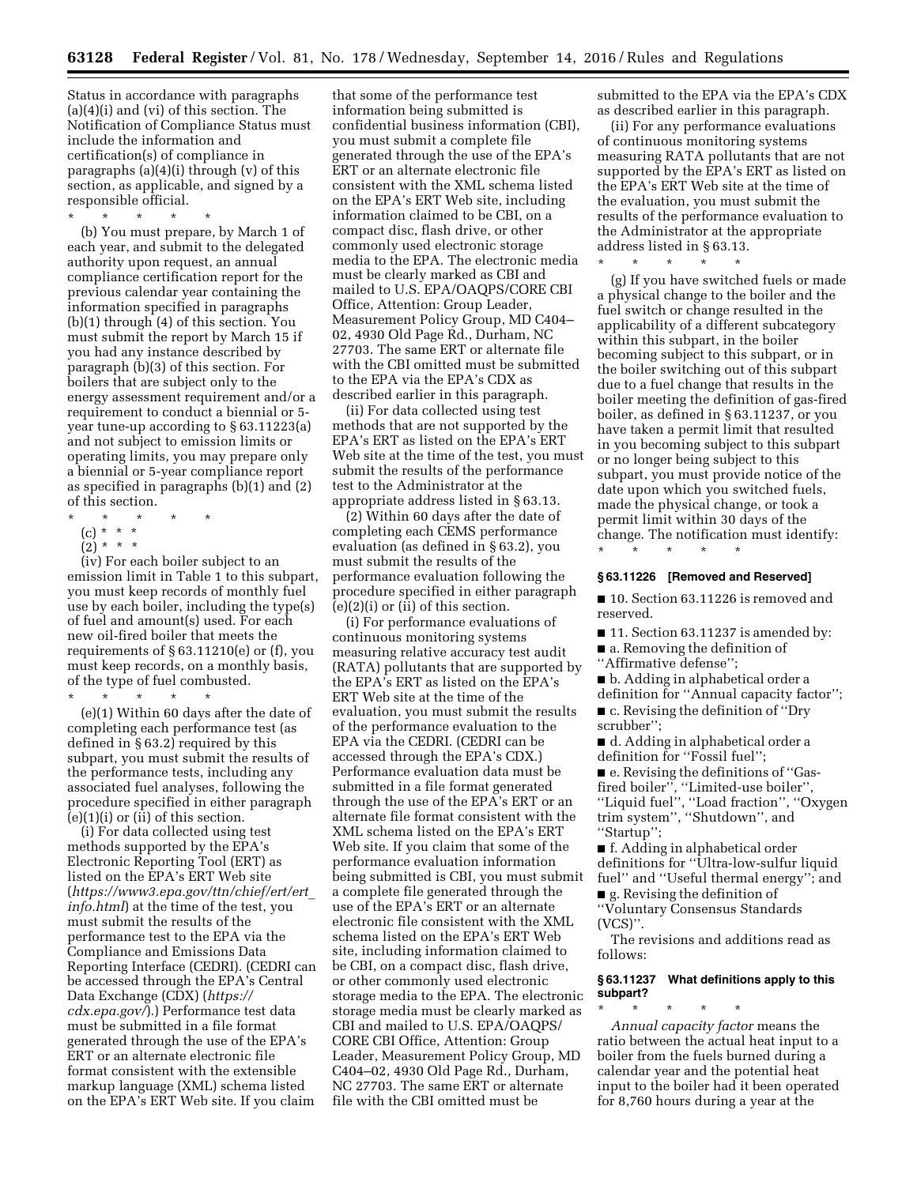Status in accordance with paragraphs (a)(4)(i) and (vi) of this section. The Notification of Compliance Status must include the information and certification(s) of compliance in paragraphs (a)(4)(i) through (v) of this section, as applicable, and signed by a responsible official.

\* \* \* \* \*

(b) You must prepare, by March 1 of each year, and submit to the delegated authority upon request, an annual compliance certification report for the previous calendar year containing the information specified in paragraphs (b)(1) through (4) of this section. You must submit the report by March 15 if you had any instance described by paragraph (b)(3) of this section. For boilers that are subject only to the energy assessment requirement and/or a requirement to conduct a biennial or 5-year tune-up according to § 63.11223(a) and not subject to emission limits or operating limits, you may prepare only a biennial or 5-year compliance report as specified in paragraphs (b)(1) and (2) of this section.

\* \* \* \* \*

(c) \* \* \*

(2) \* \* \*

(iv) For each boiler subject to an emission limit in Table 1 to this subpart, you must keep records of monthly fuel use by each boiler, including the type(s) of fuel and amount(s) used. For each new oil-fired boiler that meets the requirements of § 63.11210(e) or (f), you must keep records, on a monthly basis, of the type of fuel combusted.

\* \* \* \* \*

(e)(1) Within 60 days after the date of completing each performance test (as defined in § 63.2) required by this subpart, you must submit the results of the performance tests, including any associated fuel analyses, following the procedure specified in either paragraph (e)(1)(i) or (ii) of this section.

(i) For data collected using test methods supported by the EPA's Electronic Reporting Tool (ERT) as listed on the EPA's ERT Web site (*https://www3.epa.gov/ttn/chief/ert/ert_info.html*) at the time of the test, you must submit the results of the performance test to the EPA via the Compliance and Emissions Data Reporting Interface (CEDRI). (CEDRI can be accessed through the EPA's Central Data Exchange (CDX) (*https://cdx.epa.gov/*).) Performance test data must be submitted in a file format generated through the use of the EPA's ERT or an alternate electronic file format consistent with the extensible markup language (XML) schema listed on the EPA's ERT Web site. If you claim that some of the performance test information being submitted is confidential business information (CBI), you must submit a complete file generated through the use of the EPA's ERT or an alternate electronic file consistent with the XML schema listed on the EPA's ERT Web site, including information claimed to be CBI, on a compact disc, flash drive, or other commonly used electronic storage media to the EPA. The electronic media must be clearly marked as CBI and mailed to U.S. EPA/OAQPS/CORE CBI Office, Attention: Group Leader, Measurement Policy Group, MD C404–02, 4930 Old Page Rd., Durham, NC 27703. The same ERT or alternate file with the CBI omitted must be submitted to the EPA via the EPA's CDX as described earlier in this paragraph.

(ii) For data collected using test methods that are not supported by the EPA's ERT as listed on the EPA's ERT Web site at the time of the test, you must submit the results of the performance test to the Administrator at the appropriate address listed in § 63.13.

(2) Within 60 days after the date of completing each CEMS performance evaluation (as defined in § 63.2), you must submit the results of the performance evaluation following the procedure specified in either paragraph (e)(2)(i) or (ii) of this section.

(i) For performance evaluations of continuous monitoring systems measuring relative accuracy test audit (RATA) pollutants that are supported by the EPA's ERT as listed on the EPA's ERT Web site at the time of the evaluation, you must submit the results of the performance evaluation to the EPA via the CEDRI. (CEDRI can be accessed through the EPA's CDX.) Performance evaluation data must be submitted in a file format generated through the use of the EPA's ERT or an alternate file format consistent with the XML schema listed on the EPA's ERT Web site. If you claim that some of the performance evaluation information being submitted is CBI, you must submit a complete file generated through the use of the EPA's ERT or an alternate electronic file consistent with the XML schema listed on the EPA's ERT Web site, including information claimed to be CBI, on a compact disc, flash drive, or other commonly used electronic storage media to the EPA. The electronic storage media must be clearly marked as CBI and mailed to U.S. EPA/OAQPS/CORE CBI Office, Attention: Group Leader, Measurement Policy Group, MD C404–02, 4930 Old Page Rd., Durham, NC 27703. The same ERT or alternate file with the CBI omitted must be submitted to the EPA via the EPA's CDX as described earlier in this paragraph.

(ii) For any performance evaluations of continuous monitoring systems measuring RATA pollutants that are not supported by the EPA's ERT as listed on the EPA's ERT Web site at the time of the evaluation, you must submit the results of the performance evaluation to the Administrator at the appropriate address listed in § 63.13.

\* \* \* \* \*

(g) If you have switched fuels or made a physical change to the boiler and the fuel switch or change resulted in the applicability of a different subcategory within this subpart, in the boiler becoming subject to this subpart, or in the boiler switching out of this subpart due to a fuel change that results in the boiler meeting the definition of gas-fired boiler, as defined in § 63.11237, or you have taken a permit limit that resulted in you becoming subject to this subpart or no longer being subject to this subpart, you must provide notice of the date upon which you switched fuels, made the physical change, or took a permit limit within 30 days of the change. The notification must identify:

\* \* \* \* \*

#### § 63.11226 [Removed and Reserved]

■ 10. Section 63.11226 is removed and reserved.

■ 11. Section 63.11237 is amended by:

■ a. Removing the definition of "Affirmative defense";

■ b. Adding in alphabetical order a definition for "Annual capacity factor";

■ c. Revising the definition of "Dry scrubber";

■ d. Adding in alphabetical order a definition for "Fossil fuel";

■ e. Revising the definitions of "Gas-fired boiler", "Limited-use boiler", "Liquid fuel", "Load fraction", "Oxygen trim system", "Shutdown", and "Startup";

■ f. Adding in alphabetical order definitions for "Ultra-low-sulfur liquid fuel" and "Useful thermal energy"; and

■ g. Revising the definition of "Voluntary Consensus Standards (VCS)".

The revisions and additions read as follows:

#### § 63.11237 What definitions apply to this subpart?

\* \* \* \* \*

*Annual capacity factor* means the ratio between the actual heat input to a boiler from the fuels burned during a calendar year and the potential heat input to the boiler had it been operated for 8,760 hours during a year at the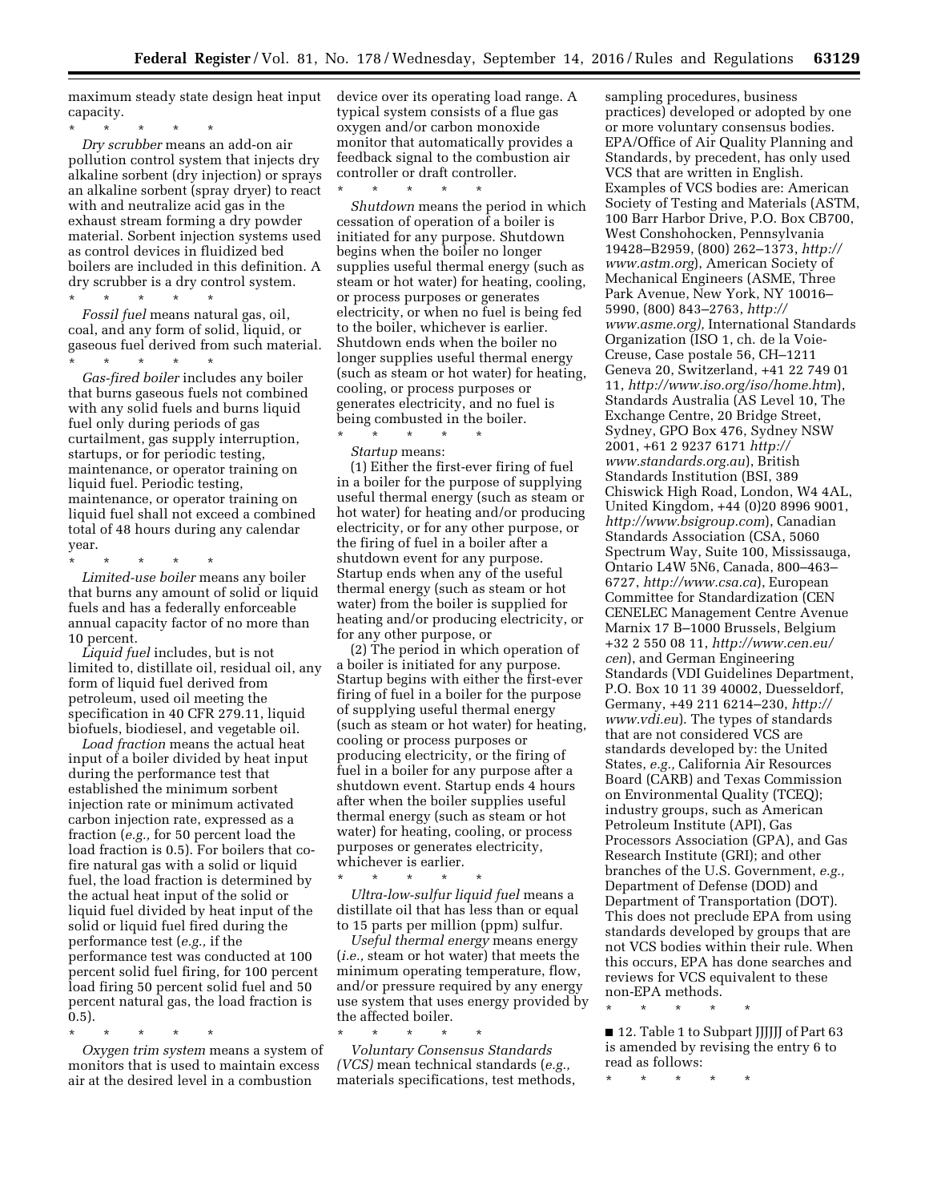maximum steady state design heat input capacity.

\* \* \* \* \*

*Dry scrubber* means an add-on air pollution control system that injects dry alkaline sorbent (dry injection) or sprays an alkaline sorbent (spray dryer) to react with and neutralize acid gas in the exhaust stream forming a dry powder material. Sorbent injection systems used as control devices in fluidized bed boilers are included in this definition. A dry scrubber is a dry control system.

\* \* \* \* \*

*Fossil fuel* means natural gas, oil, coal, and any form of solid, liquid, or gaseous fuel derived from such material.

\* \* \* \* \*

*Gas-fired boiler* includes any boiler that burns gaseous fuels not combined with any solid fuels and burns liquid fuel only during periods of gas curtailment, gas supply interruption, startups, or for periodic testing, maintenance, or operator training on liquid fuel. Periodic testing, maintenance, or operator training on liquid fuel shall not exceed a combined total of 48 hours during any calendar year.

\* \* \* \* \*

*Limited-use boiler* means any boiler that burns any amount of solid or liquid fuels and has a federally enforceable annual capacity factor of no more than 10 percent.

*Liquid fuel* includes, but is not limited to, distillate oil, residual oil, any form of liquid fuel derived from petroleum, used oil meeting the specification in 40 CFR 279.11, liquid biofuels, biodiesel, and vegetable oil.

*Load fraction* means the actual heat input of a boiler divided by heat input during the performance test that established the minimum sorbent injection rate or minimum activated carbon injection rate, expressed as a fraction (*e.g.,* for 50 percent load the load fraction is 0.5). For boilers that co-fire natural gas with a solid or liquid fuel, the load fraction is determined by the actual heat input of the solid or liquid fuel divided by heat input of the solid or liquid fuel fired during the performance test (*e.g.,* if the performance test was conducted at 100 percent solid fuel firing, for 100 percent load firing 50 percent solid fuel and 50 percent natural gas, the load fraction is 0.5).

\* \* \* \* \*

*Oxygen trim system* means a system of monitors that is used to maintain excess air at the desired level in a combustion device over its operating load range. A typical system consists of a flue gas oxygen and/or carbon monoxide monitor that automatically provides a feedback signal to the combustion air controller or draft controller.

\* \* \* \* \*

*Shutdown* means the period in which cessation of operation of a boiler is initiated for any purpose. Shutdown begins when the boiler no longer supplies useful thermal energy (such as steam or hot water) for heating, cooling, or process purposes or generates electricity, or when no fuel is being fed to the boiler, whichever is earlier. Shutdown ends when the boiler no longer supplies useful thermal energy (such as steam or hot water) for heating, cooling, or process purposes or generates electricity, and no fuel is being combusted in the boiler.

\* \* \* \* \*

*Startup* means:

(1) Either the first-ever firing of fuel in a boiler for the purpose of supplying useful thermal energy (such as steam or hot water) for heating and/or producing electricity, or for any other purpose, or the firing of fuel in a boiler after a shutdown event for any purpose. Startup ends when any of the useful thermal energy (such as steam or hot water) from the boiler is supplied for heating and/or producing electricity, or for any other purpose, or

(2) The period in which operation of a boiler is initiated for any purpose. Startup begins with either the first-ever firing of fuel in a boiler for the purpose of supplying useful thermal energy (such as steam or hot water) for heating, cooling or process purposes or producing electricity, or the firing of fuel in a boiler for any purpose after a shutdown event. Startup ends 4 hours after when the boiler supplies useful thermal energy (such as steam or hot water) for heating, cooling, or process purposes or generates electricity, whichever is earlier.

\* \* \* \* \*

*Ultra-low-sulfur liquid fuel* means a distillate oil that has less than or equal to 15 parts per million (ppm) sulfur.

*Useful thermal energy* means energy (*i.e.,* steam or hot water) that meets the minimum operating temperature, flow, and/or pressure required by any energy use system that uses energy provided by the affected boiler.

\* \* \* \* \*

*Voluntary Consensus Standards (VCS)* mean technical standards (*e.g.,* materials specifications, test methods, sampling procedures, business practices) developed or adopted by one or more voluntary consensus bodies. EPA/Office of Air Quality Planning and Standards, by precedent, has only used VCS that are written in English. Examples of VCS bodies are: American Society of Testing and Materials (ASTM, 100 Barr Harbor Drive, P.O. Box CB700, West Conshohocken, Pennsylvania 19428–B2959, (800) 262–1373, *http://www.astm.org*), American Society of Mechanical Engineers (ASME, Three Park Avenue, New York, NY 10016–5990, (800) 843–2763, *http://www.asme.org),* International Standards Organization (ISO 1, ch. de la Voie-Creuse, Case postale 56, CH–1211 Geneva 20, Switzerland, +41 22 749 01 11, *http://www.iso.org/iso/home.htm*), Standards Australia (AS Level 10, The Exchange Centre, 20 Bridge Street, Sydney, GPO Box 476, Sydney NSW 2001, +61 2 9237 6171 *http://www.standards.org.au*), British Standards Institution (BSI, 389 Chiswick High Road, London, W4 4AL, United Kingdom, +44 (0)20 8996 9001, *http://www.bsigroup.com*), Canadian Standards Association (CSA, 5060 Spectrum Way, Suite 100, Mississauga, Ontario L4W 5N6, Canada, 800–463–6727, *http://www.csa.ca*), European Committee for Standardization (CEN CENELEC Management Centre Avenue Marnix 17 B–1000 Brussels, Belgium +32 2 550 08 11, *http://www.cen.eu/cen*), and German Engineering Standards (VDI Guidelines Department, P.O. Box 10 11 39 40002, Duesseldorf, Germany, +49 211 6214–230, *http://www.vdi.eu*). The types of standards that are not considered VCS are standards developed by: the United States, *e.g.,* California Air Resources Board (CARB) and Texas Commission on Environmental Quality (TCEQ); industry groups, such as American Petroleum Institute (API), Gas Processors Association (GPA), and Gas Research Institute (GRI); and other branches of the U.S. Government, *e.g.,* Department of Defense (DOD) and Department of Transportation (DOT). This does not preclude EPA from using standards developed by groups that are not VCS bodies within their rule. When this occurs, EPA has done searches and reviews for VCS equivalent to these non-EPA methods.

\* \* \* \* \*

■ 12. Table 1 to Subpart JJJJJJ of Part 63 is amended by revising the entry 6 to read as follows:

\* \* \* \* \*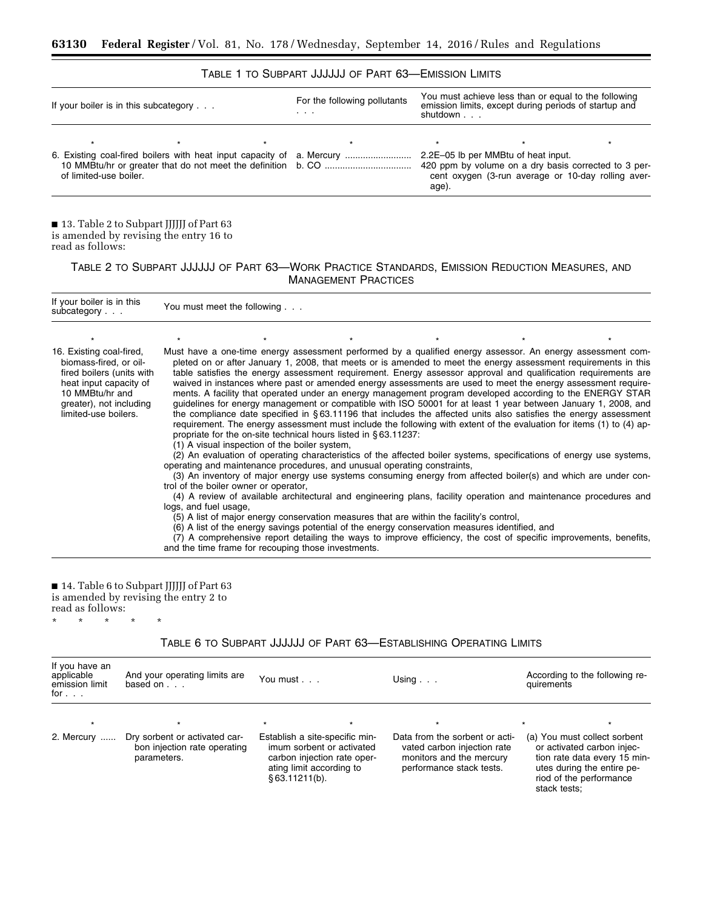TABLE 1 TO SUBPART JJJJJJ OF PART 63—EMISSION LIMITS

| If your boiler is in this subcategory . . . | For the following pollutants . . . | You must achieve less than or equal to the following emission limits, except during periods of startup and shutdown . . . |
|---|---|---|
| * * * | * | * * * |
| 6. Existing coal-fired boilers with heat input capacity of 10 MMBtu/hr or greater that do not meet the definition of limited-use boiler. | a. Mercury | 2.2E–05 lb per MMBtu of heat input. |
| | b. CO | 420 ppm by volume on a dry basis corrected to 3 percent oxygen (3-run average or 10-day rolling average). |

■ 13. Table 2 to Subpart JJJJJJ of Part 63 is amended by revising the entry 16 to read as follows:

TABLE 2 TO SUBPART JJJJJJ OF PART 63—WORK PRACTICE STANDARDS, EMISSION REDUCTION MEASURES, AND MANAGEMENT PRACTICES

| If your boiler is in this subcategory . . . | You must meet the following . . . |
|---|---|
| * | * * * * * * |
| 16. Existing coal-fired, biomass-fired, or oil-fired boilers (units with heat input capacity of 10 MMBtu/hr and greater), not including limited-use boilers. | Must have a one-time energy assessment performed by a qualified energy assessor. An energy assessment completed on or after January 1, 2008, that meets or is amended to meet the energy assessment requirements in this table satisfies the energy assessment requirement. Energy assessor approval and qualification requirements are waived in instances where past or amended energy assessments are used to meet the energy assessment requirements. A facility that operated under an energy management program developed according to the ENERGY STAR guidelines for energy management or compatible with ISO 50001 for at least 1 year between January 1, 2008, and the compliance date specified in § 63.11196 that includes the affected units also satisfies the energy assessment requirement. The energy assessment must include the following with extent of the evaluation for items (1) to (4) appropriate for the on-site technical hours listed in § 63.11237:<br>(1) A visual inspection of the boiler system,<br>(2) An evaluation of operating characteristics of the affected boiler systems, specifications of energy use systems, operating and maintenance procedures, and unusual operating constraints,<br>(3) An inventory of major energy use systems consuming energy from affected boiler(s) and which are under control of the boiler owner or operator,<br>(4) A review of available architectural and engineering plans, facility operation and maintenance procedures and logs, and fuel usage,<br>(5) A list of major energy conservation measures that are within the facility's control,<br>(6) A list of the energy savings potential of the energy conservation measures identified, and<br>(7) A comprehensive report detailing the ways to improve efficiency, the cost of specific improvements, benefits, and the time frame for recouping those investments. |

■ 14. Table 6 to Subpart JJJJJJ of Part 63 is amended by revising the entry 2 to read as follows:

\* \* \* \* \*

TABLE 6 TO SUBPART JJJJJJ OF PART 63—ESTABLISHING OPERATING LIMITS

| If you have an applicable emission limit for . . . | And your operating limits are based on . . . | You must . . . | Using . . . | According to the following requirements |
|---|---|---|---|---|
| * | * | * * | * | * * |
| 2. Mercury | Dry sorbent or activated carbon injection rate operating parameters. | Establish a site-specific minimum sorbent or activated carbon injection rate operating limit according to § 63.11211(b). | Data from the sorbent or activated carbon injection rate monitors and the mercury performance stack tests. | (a) You must collect sorbent or activated carbon injection rate data every 15 minutes during the entire period of the performance stack tests; |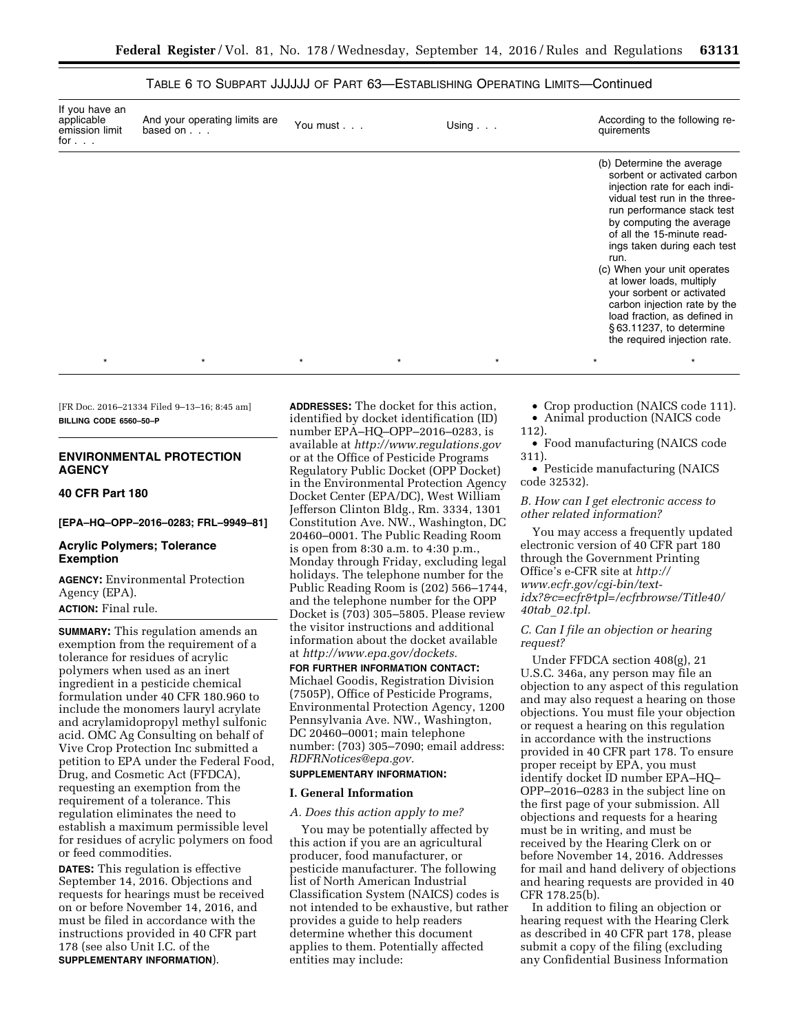TABLE 6 TO SUBPART JJJJJJ OF PART 63—ESTABLISHING OPERATING LIMITS—Continued

| If you have an applicable emission limit for . . . | And your operating limits are based on . . . | You must . . . | Using . . . | According to the following requirements |
| --- | --- | --- | --- | --- |
| | | | | (b) Determine the average sorbent or activated carbon injection rate for each individual test run in the three-run performance stack test by computing the average of all the 15-minute readings taken during each test run.<br>(c) When your unit operates at lower loads, multiply your sorbent or activated carbon injection rate by the load fraction, as defined in § 63.11237, to determine the required injection rate. |
| * | * | * | * | * * * |

[FR Doc. 2016–21334 Filed 9–13–16; 8:45 am]

**BILLING CODE 6560–50–P**

## ENVIRONMENTAL PROTECTION AGENCY

### 40 CFR Part 180

**[EPA–HQ–OPP–2016–0283; FRL–9949–81]**

### Acrylic Polymers; Tolerance Exemption

**AGENCY:** Environmental Protection Agency (EPA).

**ACTION:** Final rule.

**SUMMARY:** This regulation amends an exemption from the requirement of a tolerance for residues of acrylic polymers when used as an inert ingredient in a pesticide chemical formulation under 40 CFR 180.960 to include the monomers lauryl acrylate and acrylamidopropyl methyl sulfonic acid. OMC Ag Consulting on behalf of Vive Crop Protection Inc submitted a petition to EPA under the Federal Food, Drug, and Cosmetic Act (FFDCA), requesting an exemption from the requirement of a tolerance. This regulation eliminates the need to establish a maximum permissible level for residues of acrylic polymers on food or feed commodities.

**DATES:** This regulation is effective September 14, 2016. Objections and requests for hearings must be received on or before November 14, 2016, and must be filed in accordance with the instructions provided in 40 CFR part 178 (see also Unit I.C. of the **SUPPLEMENTARY INFORMATION**).

**ADDRESSES:** The docket for this action, identified by docket identification (ID) number EPA–HQ–OPP–2016–0283, is available at *http://www.regulations.gov* or at the Office of Pesticide Programs Regulatory Public Docket (OPP Docket) in the Environmental Protection Agency Docket Center (EPA/DC), West William Jefferson Clinton Bldg., Rm. 3334, 1301 Constitution Ave. NW., Washington, DC 20460–0001. The Public Reading Room is open from 8:30 a.m. to 4:30 p.m., Monday through Friday, excluding legal holidays. The telephone number for the Public Reading Room is (202) 566–1744, and the telephone number for the OPP Docket is (703) 305–5805. Please review the visitor instructions and additional information about the docket available at *http://www.epa.gov/dockets.*

**FOR FURTHER INFORMATION CONTACT:** Michael Goodis, Registration Division (7505P), Office of Pesticide Programs, Environmental Protection Agency, 1200 Pennsylvania Ave. NW., Washington, DC 20460–0001; main telephone number: (703) 305–7090; email address: *RDFRNotices@epa.gov.*

**SUPPLEMENTARY INFORMATION:**

### I. General Information

*A. Does this action apply to me?*

You may be potentially affected by this action if you are an agricultural producer, food manufacturer, or pesticide manufacturer. The following list of North American Industrial Classification System (NAICS) codes is not intended to be exhaustive, but rather provides a guide to help readers determine whether this document applies to them. Potentially affected entities may include:

- Crop production (NAICS code 111).
- Animal production (NAICS code 112).
- Food manufacturing (NAICS code 311).
- Pesticide manufacturing (NAICS code 32532).

*B. How can I get electronic access to other related information?*

You may access a frequently updated electronic version of 40 CFR part 180 through the Government Printing Office's e-CFR site at *http://www.ecfr.gov/cgi-bin/text-idx?&c=ecfr&tpl=/ecfrbrowse/Title40/40tab_02.tpl.*

*C. Can I file an objection or hearing request?*

Under FFDCA section 408(g), 21 U.S.C. 346a, any person may file an objection to any aspect of this regulation and may also request a hearing on those objections. You must file your objection or request a hearing on this regulation in accordance with the instructions provided in 40 CFR part 178. To ensure proper receipt by EPA, you must identify docket ID number EPA–HQ–OPP–2016–0283 in the subject line on the first page of your submission. All objections and requests for a hearing must be in writing, and must be received by the Hearing Clerk on or before November 14, 2016. Addresses for mail and hand delivery of objections and hearing requests are provided in 40 CFR 178.25(b).

In addition to filing an objection or hearing request with the Hearing Clerk as described in 40 CFR part 178, please submit a copy of the filing (excluding any Confidential Business Information